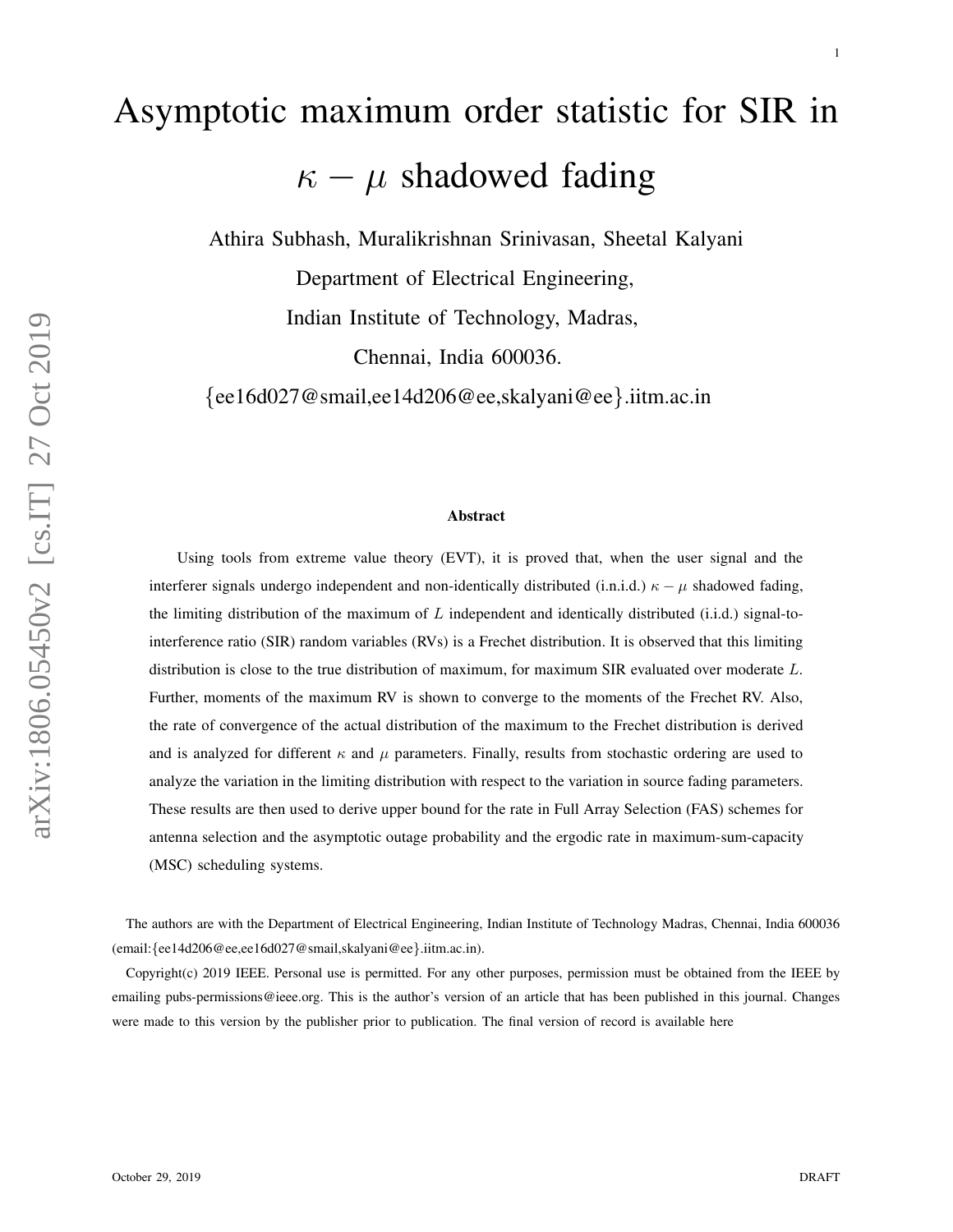# Asymptotic maximum order statistic for SIR in $\kappa - \mu$ shadowed fading

Athira Subhash, Muralikrishnan Srinivasan, Sheetal Kalyani

Department of Electrical Engineering,

Indian Institute of Technology, Madras,

Chennai, India 600036.

{ee16d027@smail,ee14d206@ee,skalyani@ee}.iitm.ac.in

### Abstract

Using tools from extreme value theory (EVT), it is proved that, when the user signal and the interferer signals undergo independent and non-identically distributed (i.n.i.d.) $\kappa - \mu$ shadowed fading, the limiting distribution of the maximum of $L$ independent and identically distributed (i.i.d.) signal-to-interference ratio (SIR) random variables (RVs) is a Frechet distribution. It is observed that this limiting distribution is close to the true distribution of maximum, for maximum SIR evaluated over moderate $L$. Further, moments of the maximum RV is shown to converge to the moments of the Frechet RV. Also, the rate of convergence of the actual distribution of the maximum to the Frechet distribution is derived and is analyzed for different $\kappa$ and $\mu$ parameters. Finally, results from stochastic ordering are used to analyze the variation in the limiting distribution with respect to the variation in source fading parameters. These results are then used to derive upper bound for the rate in Full Array Selection (FAS) schemes for antenna selection and the asymptotic outage probability and the ergodic rate in maximum-sum-capacity (MSC) scheduling systems.

The authors are with the Department of Electrical Engineering, Indian Institute of Technology Madras, Chennai, India 600036 (email:{ee14d206@ee,ee16d027@smail,skalyani@ee}.iitm.ac.in).

Copyright(c) 2019 IEEE. Personal use is permitted. For any other purposes, permission must be obtained from the IEEE by emailing pubs-permissions@ieee.org. This is the author's version of an article that has been published in this journal. Changes were made to this version by the publisher prior to publication. The final version of record is available here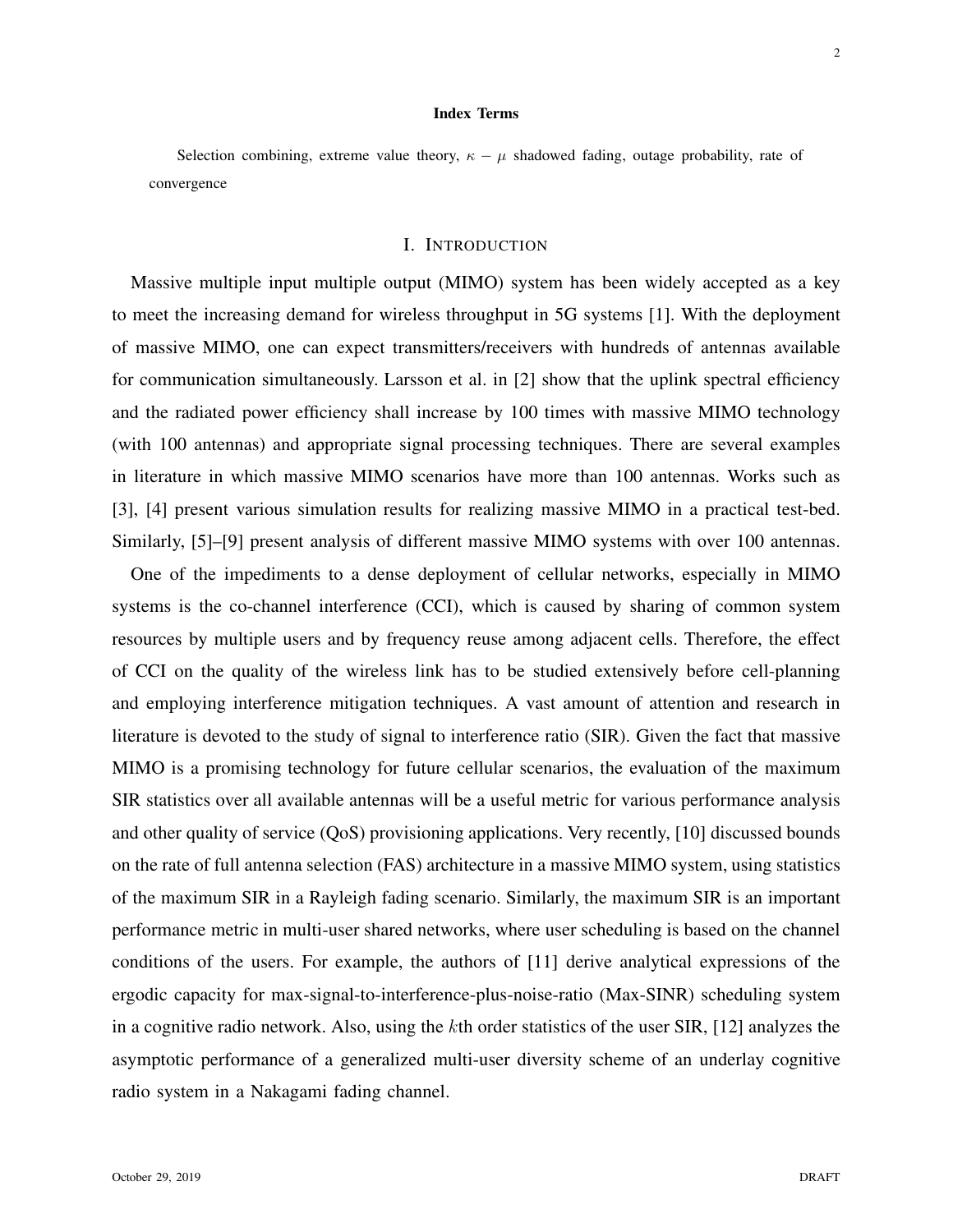### Index Terms

Selection combining, extreme value theory, $\kappa - \mu$ shadowed fading, outage probability, rate of convergence

## I. Introduction

Massive multiple input multiple output (MIMO) system has been widely accepted as a key to meet the increasing demand for wireless throughput in 5G systems [1]. With the deployment of massive MIMO, one can expect transmitters/receivers with hundreds of antennas available for communication simultaneously. Larsson et al. in [2] show that the uplink spectral efficiency and the radiated power efficiency shall increase by 100 times with massive MIMO technology (with 100 antennas) and appropriate signal processing techniques. There are several examples in literature in which massive MIMO scenarios have more than 100 antennas. Works such as [3], [4] present various simulation results for realizing massive MIMO in a practical test-bed. Similarly, [5]–[9] present analysis of different massive MIMO systems with over 100 antennas.

One of the impediments to a dense deployment of cellular networks, especially in MIMO systems is the co-channel interference (CCI), which is caused by sharing of common system resources by multiple users and by frequency reuse among adjacent cells. Therefore, the effect of CCI on the quality of the wireless link has to be studied extensively before cell-planning and employing interference mitigation techniques. A vast amount of attention and research in literature is devoted to the study of signal to interference ratio (SIR). Given the fact that massive MIMO is a promising technology for future cellular scenarios, the evaluation of the maximum SIR statistics over all available antennas will be a useful metric for various performance analysis and other quality of service (QoS) provisioning applications. Very recently, [10] discussed bounds on the rate of full antenna selection (FAS) architecture in a massive MIMO system, using statistics of the maximum SIR in a Rayleigh fading scenario. Similarly, the maximum SIR is an important performance metric in multi-user shared networks, where user scheduling is based on the channel conditions of the users. For example, the authors of [11] derive analytical expressions of the ergodic capacity for max-signal-to-interference-plus-noise-ratio (Max-SINR) scheduling system in a cognitive radio network. Also, using the $k$th order statistics of the user SIR, [12] analyzes the asymptotic performance of a generalized multi-user diversity scheme of an underlay cognitive radio system in a Nakagami fading channel.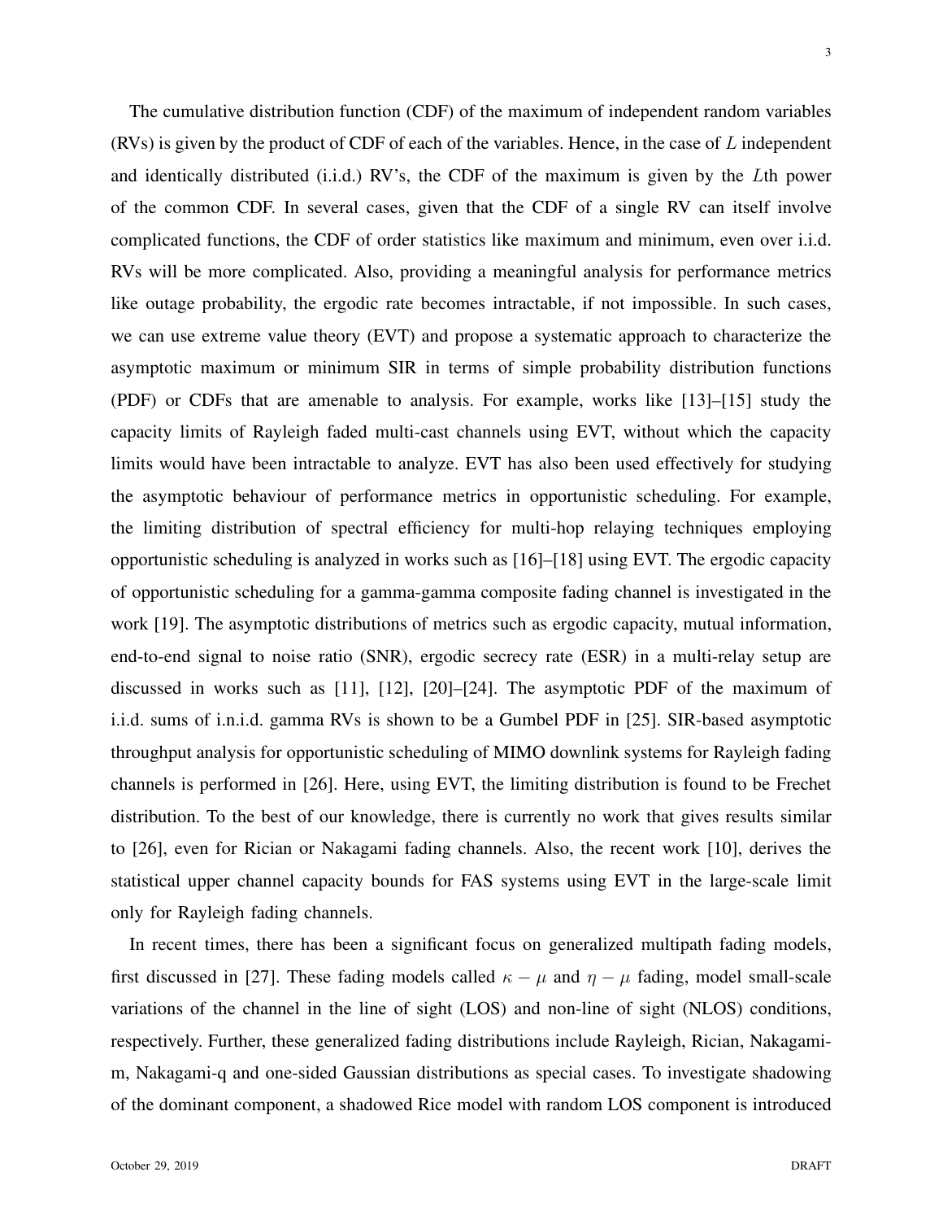The cumulative distribution function (CDF) of the maximum of independent random variables (RVs) is given by the product of CDF of each of the variables. Hence, in the case of $L$ independent and identically distributed (i.i.d.) RV's, the CDF of the maximum is given by the $L$th power of the common CDF. In several cases, given that the CDF of a single RV can itself involve complicated functions, the CDF of order statistics like maximum and minimum, even over i.i.d. RVs will be more complicated. Also, providing a meaningful analysis for performance metrics like outage probability, the ergodic rate becomes intractable, if not impossible. In such cases, we can use extreme value theory (EVT) and propose a systematic approach to characterize the asymptotic maximum or minimum SIR in terms of simple probability distribution functions (PDF) or CDFs that are amenable to analysis. For example, works like [13]–[15] study the capacity limits of Rayleigh faded multi-cast channels using EVT, without which the capacity limits would have been intractable to analyze. EVT has also been used effectively for studying the asymptotic behaviour of performance metrics in opportunistic scheduling. For example, the limiting distribution of spectral efficiency for multi-hop relaying techniques employing opportunistic scheduling is analyzed in works such as [16]–[18] using EVT. The ergodic capacity of opportunistic scheduling for a gamma-gamma composite fading channel is investigated in the work [19]. The asymptotic distributions of metrics such as ergodic capacity, mutual information, end-to-end signal to noise ratio (SNR), ergodic secrecy rate (ESR) in a multi-relay setup are discussed in works such as [11], [12], [20]–[24]. The asymptotic PDF of the maximum of i.i.d. sums of i.n.i.d. gamma RVs is shown to be a Gumbel PDF in [25]. SIR-based asymptotic throughput analysis for opportunistic scheduling of MIMO downlink systems for Rayleigh fading channels is performed in [26]. Here, using EVT, the limiting distribution is found to be Frechet distribution. To the best of our knowledge, there is currently no work that gives results similar to [26], even for Rician or Nakagami fading channels. Also, the recent work [10], derives the statistical upper channel capacity bounds for FAS systems using EVT in the large-scale limit only for Rayleigh fading channels.

In recent times, there has been a significant focus on generalized multipath fading models, first discussed in [27]. These fading models called $\kappa - \mu$ and $\eta - \mu$ fading, model small-scale variations of the channel in the line of sight (LOS) and non-line of sight (NLOS) conditions, respectively. Further, these generalized fading distributions include Rayleigh, Rician, Nakagami-m, Nakagami-q and one-sided Gaussian distributions as special cases. To investigate shadowing of the dominant component, a shadowed Rice model with random LOS component is introduced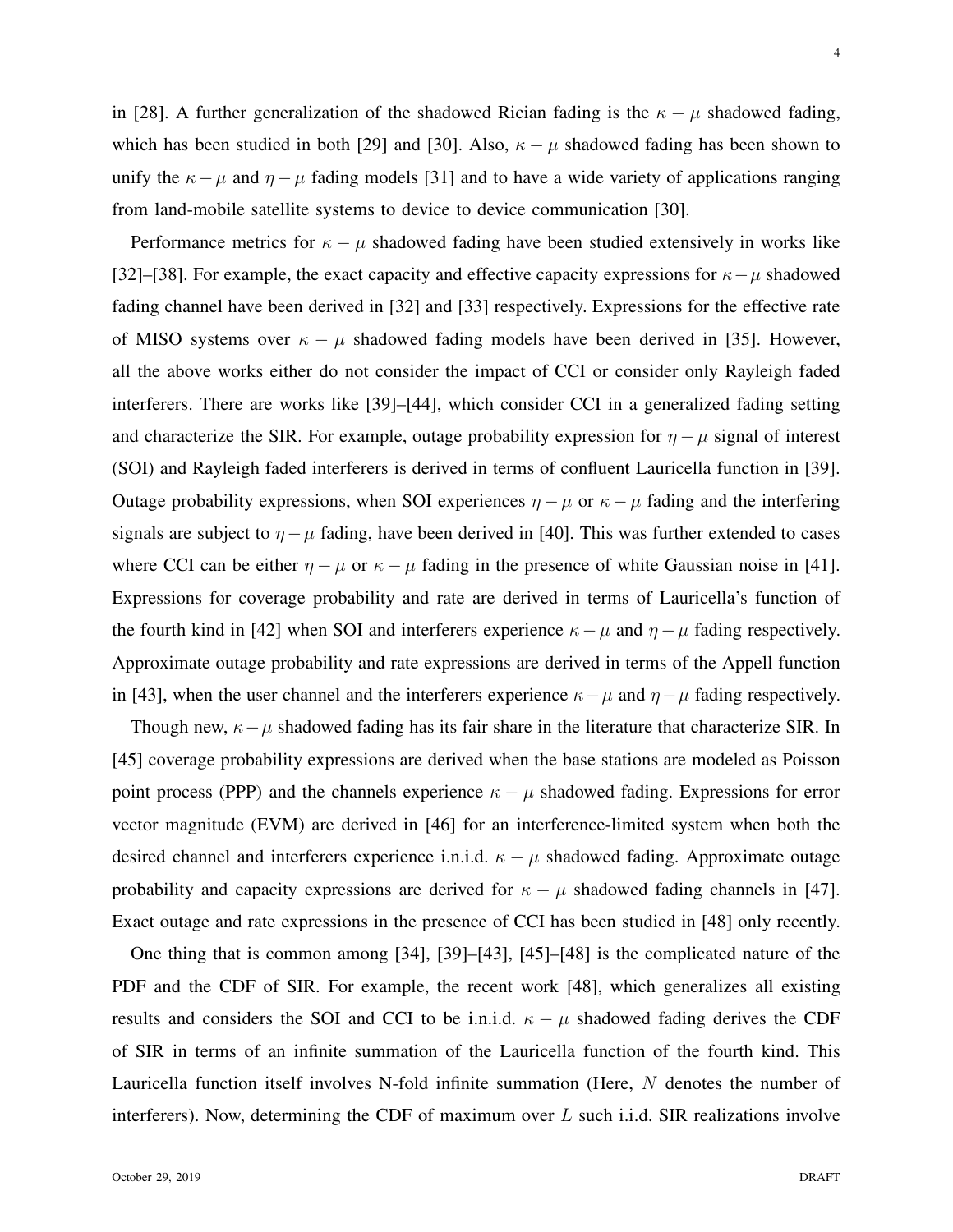in [28]. A further generalization of the shadowed Rician fading is the $\kappa - \mu$ shadowed fading, which has been studied in both [29] and [30]. Also, $\kappa - \mu$ shadowed fading has been shown to unify the $\kappa - \mu$ and $\eta - \mu$ fading models [31] and to have a wide variety of applications ranging from land-mobile satellite systems to device to device communication [30].

Performance metrics for $\kappa - \mu$ shadowed fading have been studied extensively in works like [32]–[38]. For example, the exact capacity and effective capacity expressions for $\kappa - \mu$ shadowed fading channel have been derived in [32] and [33] respectively. Expressions for the effective rate of MISO systems over $\kappa - \mu$ shadowed fading models have been derived in [35]. However, all the above works either do not consider the impact of CCI or consider only Rayleigh faded interferers. There are works like [39]–[44], which consider CCI in a generalized fading setting and characterize the SIR. For example, outage probability expression for $\eta - \mu$ signal of interest (SOI) and Rayleigh faded interferers is derived in terms of confluent Lauricella function in [39]. Outage probability expressions, when SOI experiences $\eta - \mu$ or $\kappa - \mu$ fading and the interfering signals are subject to $\eta - \mu$ fading, have been derived in [40]. This was further extended to cases where CCI can be either $\eta - \mu$ or $\kappa - \mu$ fading in the presence of white Gaussian noise in [41]. Expressions for coverage probability and rate are derived in terms of Lauricella's function of the fourth kind in [42] when SOI and interferers experience $\kappa - \mu$ and $\eta - \mu$ fading respectively. Approximate outage probability and rate expressions are derived in terms of the Appell function in [43], when the user channel and the interferers experience $\kappa - \mu$ and $\eta - \mu$ fading respectively.

Though new, $\kappa - \mu$ shadowed fading has its fair share in the literature that characterize SIR. In [45] coverage probability expressions are derived when the base stations are modeled as Poisson point process (PPP) and the channels experience $\kappa - \mu$ shadowed fading. Expressions for error vector magnitude (EVM) are derived in [46] for an interference-limited system when both the desired channel and interferers experience i.n.i.d. $\kappa - \mu$ shadowed fading. Approximate outage probability and capacity expressions are derived for $\kappa - \mu$ shadowed fading channels in [47]. Exact outage and rate expressions in the presence of CCI has been studied in [48] only recently.

One thing that is common among [34], [39]–[43], [45]–[48] is the complicated nature of the PDF and the CDF of SIR. For example, the recent work [48], which generalizes all existing results and considers the SOI and CCI to be i.n.i.d. $\kappa - \mu$ shadowed fading derives the CDF of SIR in terms of an infinite summation of the Lauricella function of the fourth kind. This Lauricella function itself involves N-fold infinite summation (Here, $N$ denotes the number of interferers). Now, determining the CDF of maximum over $L$ such i.i.d. SIR realizations involve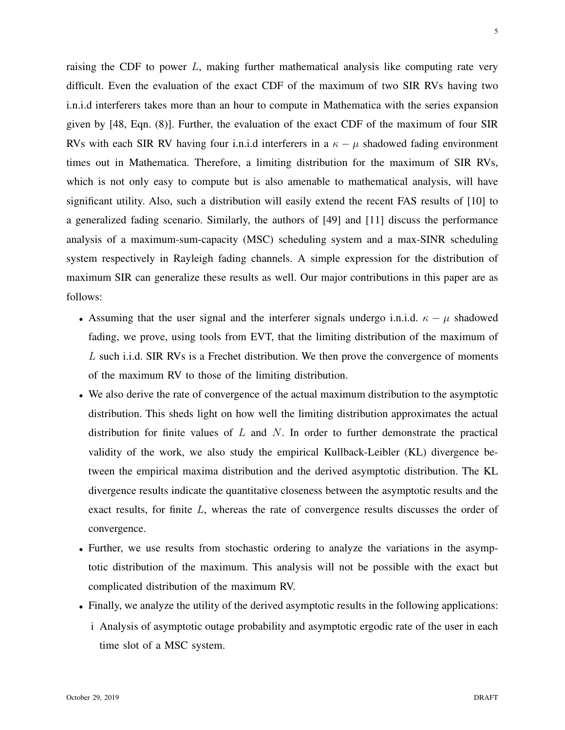raising the CDF to power $L$, making further mathematical analysis like computing rate very difficult. Even the evaluation of the exact CDF of the maximum of two SIR RVs having two i.n.i.d interferers takes more than an hour to compute in Mathematica with the series expansion given by [48, Eqn. (8)]. Further, the evaluation of the exact CDF of the maximum of four SIR RVs with each SIR RV having four i.n.i.d interferers in a $\kappa - \mu$ shadowed fading environment times out in Mathematica. Therefore, a limiting distribution for the maximum of SIR RVs, which is not only easy to compute but is also amenable to mathematical analysis, will have significant utility. Also, such a distribution will easily extend the recent FAS results of [10] to a generalized fading scenario. Similarly, the authors of [49] and [11] discuss the performance analysis of a maximum-sum-capacity (MSC) scheduling system and a max-SINR scheduling system respectively in Rayleigh fading channels. A simple expression for the distribution of maximum SIR can generalize these results as well. Our major contributions in this paper are as follows:

- Assuming that the user signal and the interferer signals undergo i.n.i.d. $\kappa - \mu$ shadowed fading, we prove, using tools from EVT, that the limiting distribution of the maximum of $L$ such i.i.d. SIR RVs is a Frechet distribution. We then prove the convergence of moments of the maximum RV to those of the limiting distribution.
- We also derive the rate of convergence of the actual maximum distribution to the asymptotic distribution. This sheds light on how well the limiting distribution approximates the actual distribution for finite values of $L$ and $N$. In order to further demonstrate the practical validity of the work, we also study the empirical Kullback-Leibler (KL) divergence between the empirical maxima distribution and the derived asymptotic distribution. The KL divergence results indicate the quantitative closeness between the asymptotic results and the exact results, for finite $L$, whereas the rate of convergence results discusses the order of convergence.
- Further, we use results from stochastic ordering to analyze the variations in the asymptotic distribution of the maximum. This analysis will not be possible with the exact but complicated distribution of the maximum RV.
- Finally, we analyze the utility of the derived asymptotic results in the following applications:
  i Analysis of asymptotic outage probability and asymptotic ergodic rate of the user in each time slot of a MSC system.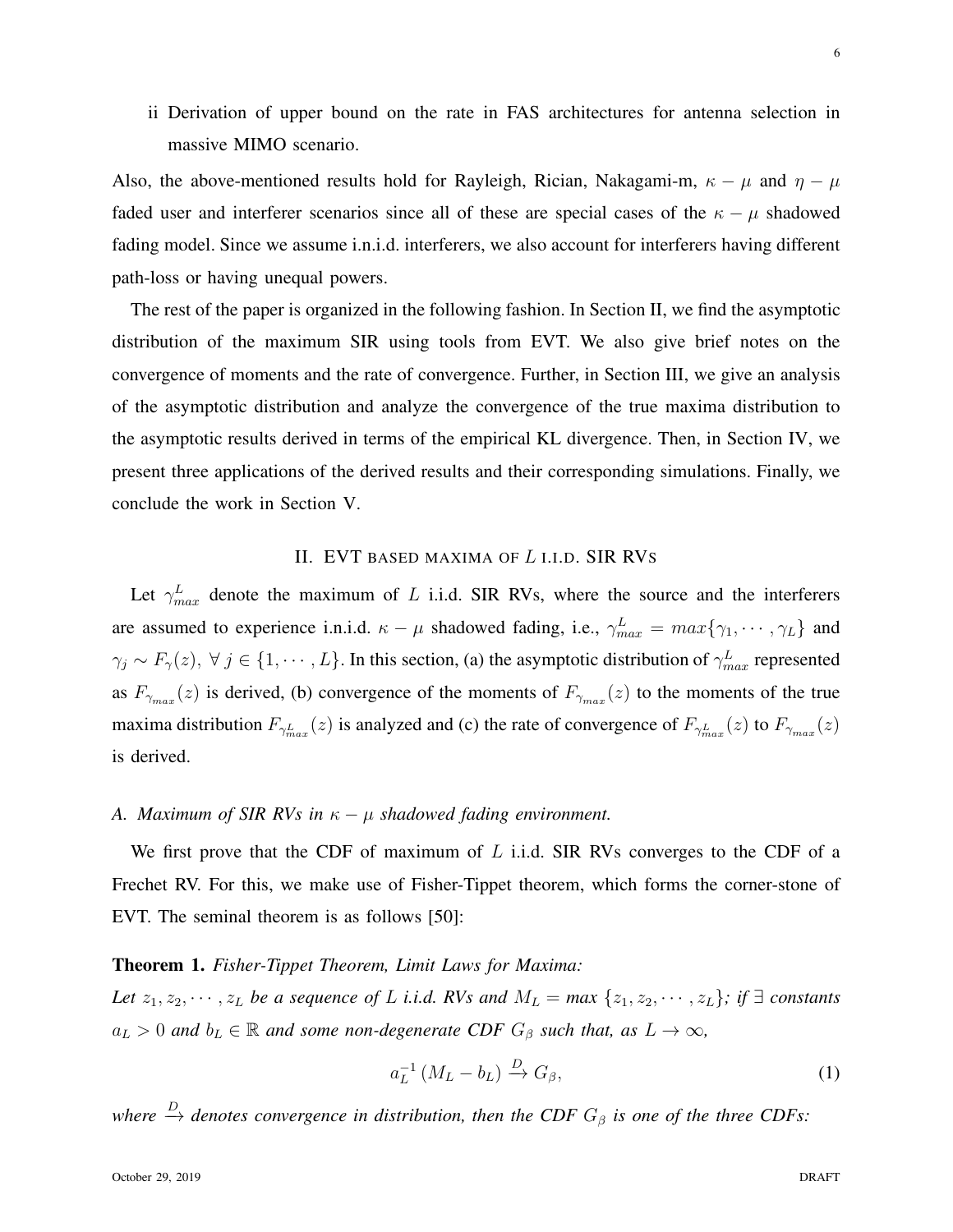ii Derivation of upper bound on the rate in FAS architectures for antenna selection in massive MIMO scenario.

Also, the above-mentioned results hold for Rayleigh, Rician, Nakagami-m, $\kappa-\mu$ and $\eta-\mu$ faded user and interferer scenarios since all of these are special cases of the $\kappa-\mu$ shadowed fading model. Since we assume i.n.i.d. interferers, we also account for interferers having different path-loss or having unequal powers.

The rest of the paper is organized in the following fashion. In Section II, we find the asymptotic distribution of the maximum SIR using tools from EVT. We also give brief notes on the convergence of moments and the rate of convergence. Further, in Section III, we give an analysis of the asymptotic distribution and analyze the convergence of the true maxima distribution to the asymptotic results derived in terms of the empirical KL divergence. Then, in Section IV, we present three applications of the derived results and their corresponding simulations. Finally, we conclude the work in Section V.

## II. EVT based maxima of $L$ i.i.d. SIR RVs

Let $\gamma_{max}^{L}$ denote the maximum of $L$ i.i.d. SIR RVs, where the source and the interferers are assumed to experience i.n.i.d. $\kappa-\mu$ shadowed fading, i.e., $\gamma_{max}^{L}=max\{\gamma_1,\cdots,\gamma_L\}$ and $\gamma_j \sim F_{\gamma}(z),\ \forall\, j \in \{1,\cdots,L\}$. In this section, (a) the asymptotic distribution of $\gamma_{max}^{L}$ represented as $F_{\gamma_{max}}(z)$ is derived, (b) convergence of the moments of $F_{\gamma_{max}}(z)$ to the moments of the true maxima distribution $F_{\gamma_{max}^{L}}(z)$ is analyzed and (c) the rate of convergence of $F_{\gamma_{max}^{L}}(z)$ to $F_{\gamma_{max}}(z)$ is derived.

### A. *Maximum of SIR RVs in $\kappa-\mu$ shadowed fading environment.*

We first prove that the CDF of maximum of $L$ i.i.d. SIR RVs converges to the CDF of a Frechet RV. For this, we make use of Fisher-Tippet theorem, which forms the corner-stone of EVT. The seminal theorem is as follows [50]:

**Theorem 1.** *Fisher-Tippet Theorem, Limit Laws for Maxima:*
*Let $z_1, z_2, \cdots, z_L$ be a sequence of $L$ i.i.d. RVs and $M_L = max\ \{z_1, z_2, \cdots, z_L\}$; if $\exists$ constants $a_L > 0$ and $b_L \in \mathbb{R}$ and some non-degenerate CDF $G_\beta$ such that, as $L \to \infty$,*

$$a_L^{-1}\left(M_L - b_L\right) \xrightarrow{D} G_\beta, \tag{1}$$

*where $\xrightarrow{D}$ denotes convergence in distribution, then the CDF $G_\beta$ is one of the three CDFs:*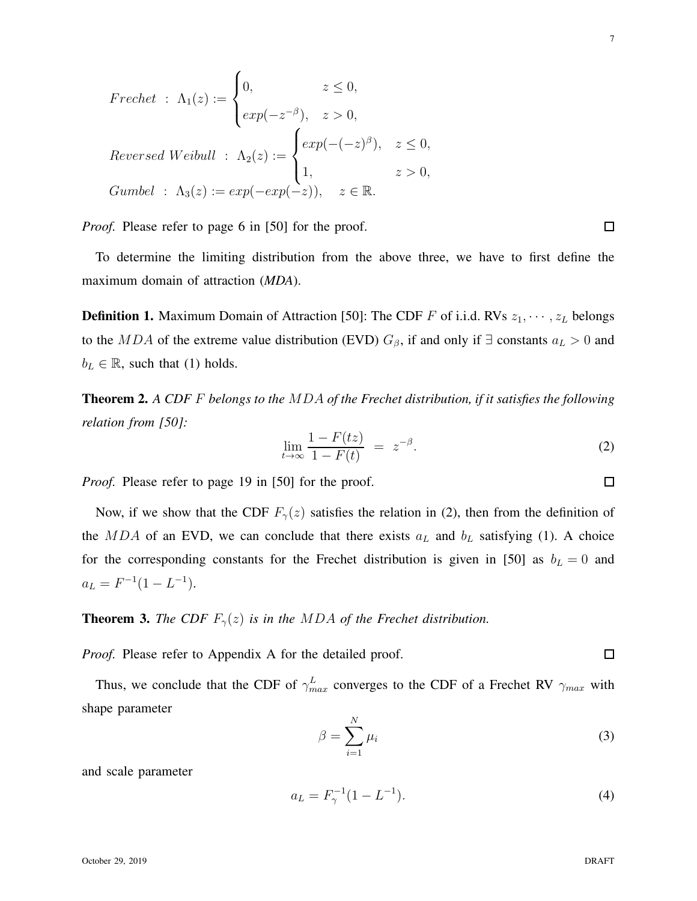$$
\begin{aligned}
&Frechet \ : \ \Lambda_1(z) := \begin{cases} 0, & z \leq 0, \\ exp(-z^{-\beta}), & z > 0, \end{cases} \\
&Reversed\ Weibull \ : \ \Lambda_2(z) := \begin{cases} exp(-(-z)^{\beta}), & z \leq 0, \\ 1, & z > 0, \end{cases} \\
&Gumbel \ : \ \Lambda_3(z) := exp(-exp(-z)), \quad z \in \mathbb{R}.
\end{aligned}
$$

*Proof.* Please refer to page 6 in [50] for the proof. □

To determine the limiting distribution from the above three, we have to first define the maximum domain of attraction (***MDA***).

**Definition 1.** Maximum Domain of Attraction [50]: The CDF $F$ of i.i.d. RVs $z_1, \cdots, z_L$ belongs to the $MDA$ of the extreme value distribution (EVD) $G_\beta$, if and only if $\exists$ constants $a_L > 0$ and $b_L \in \mathbb{R}$, such that (1) holds.

**Theorem 2.** *A CDF $F$ belongs to the $MDA$ of the Frechet distribution, if it satisfies the following relation from [50]:*

$$
\lim_{t \to \infty} \frac{1 - F(tz)}{1 - F(t)} \ = \ z^{-\beta}. \tag{2}
$$

*Proof.* Please refer to page 19 in [50] for the proof. □

Now, if we show that the CDF $F_\gamma(z)$ satisfies the relation in (2), then from the definition of the $MDA$ of an EVD, we can conclude that there exists $a_L$ and $b_L$ satisfying (1). A choice for the corresponding constants for the Frechet distribution is given in [50] as $b_L = 0$ and $a_L = F^{-1}(1 - L^{-1})$.

**Theorem 3.** *The CDF $F_\gamma(z)$ is in the $MDA$ of the Frechet distribution.*

*Proof.* Please refer to Appendix A for the detailed proof. □

Thus, we conclude that the CDF of $\gamma_{max}^L$ converges to the CDF of a Frechet RV $\gamma_{max}$ with shape parameter

$$
\beta = \sum_{i=1}^{N} \mu_i \tag{3}
$$

and scale parameter

$$
a_L = F_\gamma^{-1}(1 - L^{-1}). \tag{4}
$$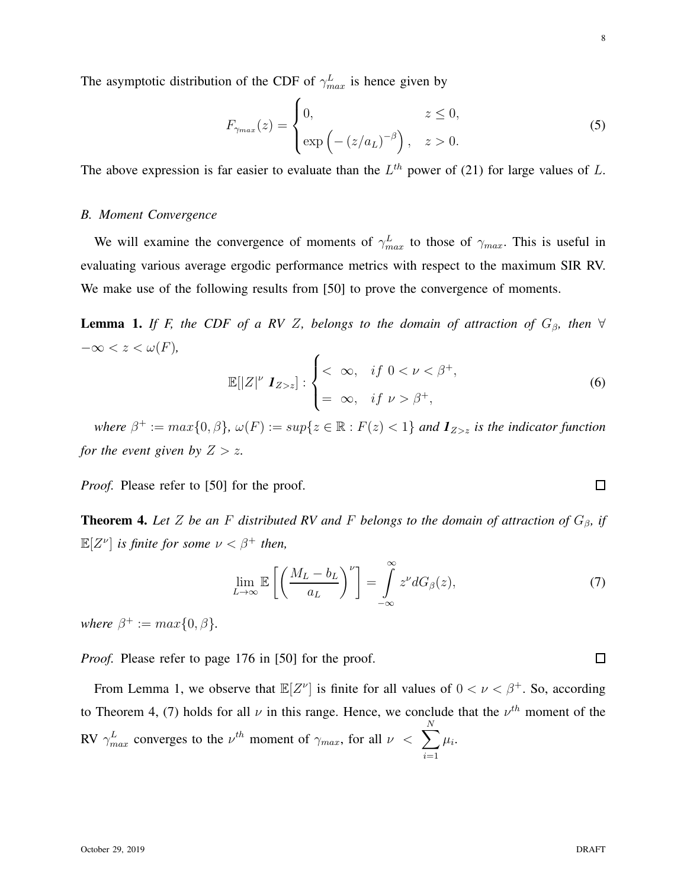The asymptotic distribution of the CDF of $\gamma_{max}^L$ is hence given by

$$F_{\gamma_{max}}(z) = \begin{cases} 0, & z \leq 0, \\ \exp\Big( - (z/a_L)^{-\beta} \Big), & z > 0. \end{cases} \tag{5}$$

The above expression is far easier to evaluate than the $L^{th}$ power of (21) for large values of $L$.

### *B. Moment Convergence*

We will examine the convergence of moments of $\gamma_{max}^L$ to those of $\gamma_{max}$. This is useful in evaluating various average ergodic performance metrics with respect to the maximum SIR RV. We make use of the following results from [50] to prove the convergence of moments.

**Lemma 1.** *If F, the CDF of a RV $Z$, belongs to the domain of attraction of $G_\beta$, then $\forall$ $-\infty < z < \omega(F)$,*

$$\mathbb{E}[|Z|^\nu \; \boldsymbol{1}_{Z>z}] : \begin{cases} < \; \infty, & if \; 0 < \nu < \beta^+, \\ = \; \infty, & if \; \nu > \beta^+, \end{cases} \tag{6}$$

*where $\beta^+ := max\{0, \beta\}$, $\omega(F) := sup\{z \in \mathbb{R} : F(z) < 1\}$ and $\boldsymbol{1}_{Z>z}$ is the indicator function for the event given by $Z > z$.*

*Proof.* Please refer to [50] for the proof. ◻

**Theorem 4.** *Let $Z$ be an $F$ distributed RV and $F$ belongs to the domain of attraction of $G_\beta$, if $\mathbb{E}[Z^\nu]$ is finite for some $\nu < \beta^+$ then,*

$$\lim_{L\to\infty} \mathbb{E}\left[ \left( \frac{M_L - b_L}{a_L} \right)^\nu \right] = \int_{-\infty}^{\infty} z^\nu dG_\beta(z), \tag{7}$$

*where $\beta^+ := max\{0, \beta\}$.*

*Proof.* Please refer to page 176 in [50] for the proof. ◻

From Lemma 1, we observe that $\mathbb{E}[Z^\nu]$ is finite for all values of $0 < \nu < \beta^+$. So, according to Theorem 4, (7) holds for all $\nu$ in this range. Hence, we conclude that the $\nu^{th}$ moment of the RV $\gamma_{max}^L$ converges to the $\nu^{th}$ moment of $\gamma_{max}$, for all $\nu < \sum_{i=1}^{N} \mu_i$.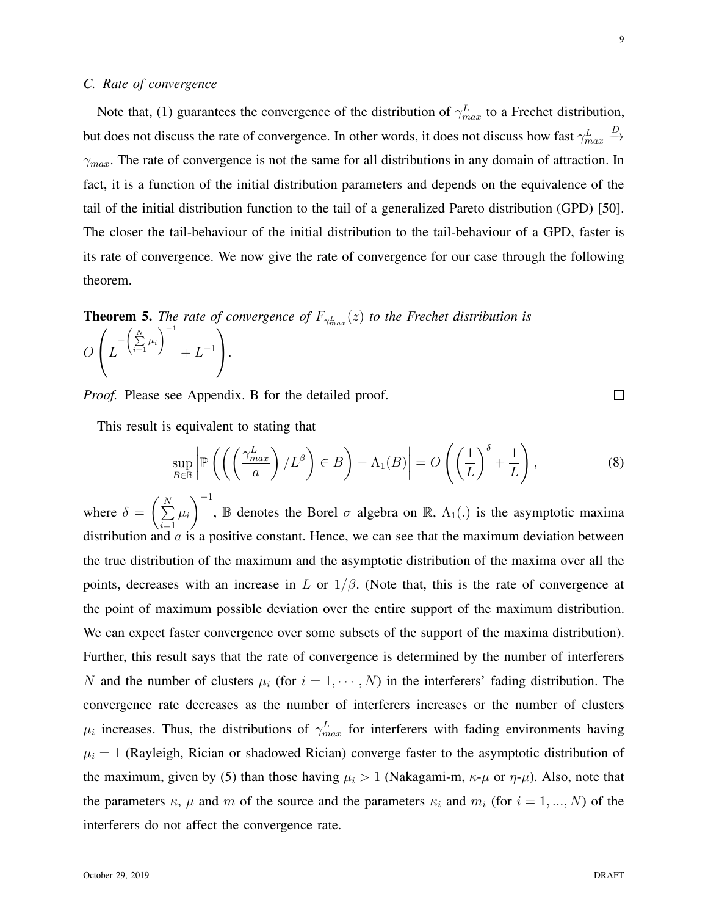### C. Rate of convergence

Note that, (1) guarantees the convergence of the distribution of $\gamma_{max}^L$ to a Frechet distribution, but does not discuss the rate of convergence. In other words, it does not discuss how fast $\gamma_{max}^L \xrightarrow{D} \gamma_{max}$. The rate of convergence is not the same for all distributions in any domain of attraction. In fact, it is a function of the initial distribution parameters and depends on the equivalence of the tail of the initial distribution function to the tail of a generalized Pareto distribution (GPD) [50]. The closer the tail-behaviour of the initial distribution to the tail-behaviour of a GPD, faster is its rate of convergence. We now give the rate of convergence for our case through the following theorem.

**Theorem 5.** *The rate of convergence of $F_{\gamma_{max}^L}(z)$ to the Frechet distribution is* $O\left(L^{-\left(\sum\limits_{i=1}^{N}\mu_i\right)^{-1}} + L^{-1}\right)$.

*Proof.* Please see Appendix. B for the detailed proof. □

This result is equivalent to stating that

$$\sup_{B\in\mathbb{B}}\left|\mathbb{P}\left(\left(\left(\frac{\gamma_{max}^L}{a}\right)/L^{\beta}\right)\in B\right)-\Lambda_1(B)\right| = O\left(\left(\frac{1}{L}\right)^{\delta}+\frac{1}{L}\right), \tag{8}$$

where $\delta = \left(\sum\limits_{i=1}^{N}\mu_i\right)^{-1}$, $\mathbb{B}$ denotes the Borel $\sigma$ algebra on $\mathbb{R}$, $\Lambda_1(.)$ is the asymptotic maxima distribution and $a$ is a positive constant. Hence, we can see that the maximum deviation between the true distribution of the maximum and the asymptotic distribution of the maxima over all the points, decreases with an increase in $L$ or $1/\beta$. (Note that, this is the rate of convergence at the point of maximum possible deviation over the entire support of the maximum distribution. We can expect faster convergence over some subsets of the support of the maxima distribution). Further, this result says that the rate of convergence is determined by the number of interferers $N$ and the number of clusters $\mu_i$ (for $i = 1, \cdots, N$) in the interferers' fading distribution. The convergence rate decreases as the number of interferers increases or the number of clusters $\mu_i$ increases. Thus, the distributions of $\gamma_{max}^L$ for interferers with fading environments having $\mu_i = 1$ (Rayleigh, Rician or shadowed Rician) converge faster to the asymptotic distribution of the maximum, given by (5) than those having $\mu_i > 1$ (Nakagami-m, $\kappa$-$\mu$ or $\eta$-$\mu$). Also, note that the parameters $\kappa$, $\mu$ and $m$ of the source and the parameters $\kappa_i$ and $m_i$ (for $i = 1, ..., N$) of the interferers do not affect the convergence rate.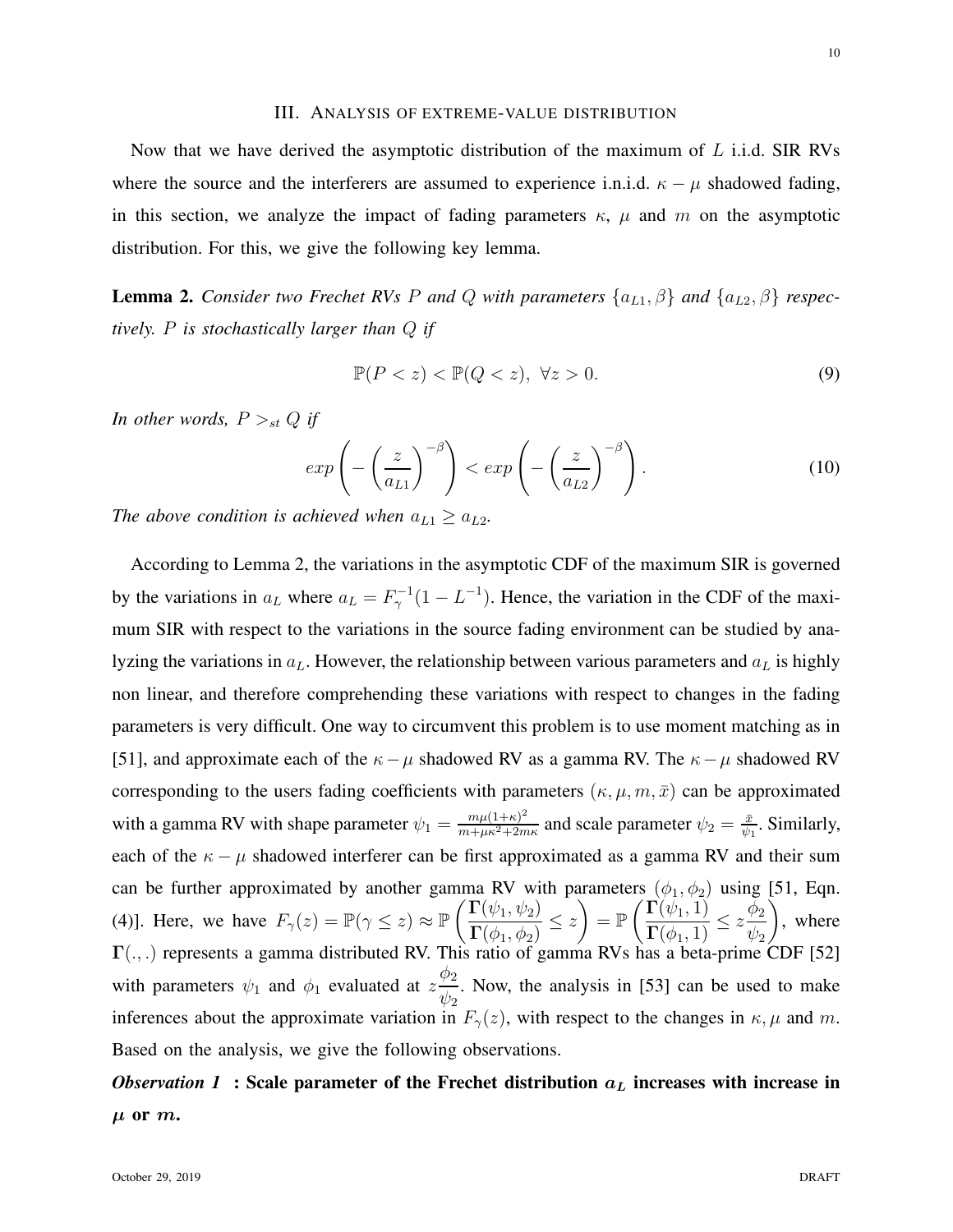## III. Analysis of extreme-value distribution

Now that we have derived the asymptotic distribution of the maximum of $L$ i.i.d. SIR RVs where the source and the interferers are assumed to experience i.n.i.d. $\kappa-\mu$ shadowed fading, in this section, we analyze the impact of fading parameters $\kappa$, $\mu$ and $m$ on the asymptotic distribution. For this, we give the following key lemma.

**Lemma 2.** *Consider two Frechet RVs $P$ and $Q$ with parameters $\{a_{L1}, \beta\}$ and $\{a_{L2}, \beta\}$ respectively. $P$ is stochastically larger than $Q$ if*

$$\mathbb{P}(P < z) < \mathbb{P}(Q < z), \ \forall z > 0. \tag{9}$$

*In other words, $P >_{st} Q$ if*

$$exp\left(-\left(\frac{z}{a_{L1}}\right)^{-\beta}\right) < exp\left(-\left(\frac{z}{a_{L2}}\right)^{-\beta}\right). \tag{10}$$

*The above condition is achieved when $a_{L1} \geq a_{L2}$.*

According to Lemma 2, the variations in the asymptotic CDF of the maximum SIR is governed by the variations in $a_L$ where $a_L = F_{\gamma}^{-1}(1 - L^{-1})$. Hence, the variation in the CDF of the maximum SIR with respect to the variations in the source fading environment can be studied by analyzing the variations in $a_L$. However, the relationship between various parameters and $a_L$ is highly non linear, and therefore comprehending these variations with respect to changes in the fading parameters is very difficult. One way to circumvent this problem is to use moment matching as in [51], and approximate each of the $\kappa-\mu$ shadowed RV as a gamma RV. The $\kappa-\mu$ shadowed RV corresponding to the users fading coefficients with parameters $(\kappa, \mu, m, \bar{x})$ can be approximated with a gamma RV with shape parameter $\psi_1 = \frac{m\mu(1+\kappa)^2}{m+\mu\kappa^2+2m\kappa}$ and scale parameter $\psi_2 = \frac{\bar{x}}{\psi_1}$. Similarly, each of the $\kappa-\mu$ shadowed interferer can be first approximated as a gamma RV and their sum can be further approximated by another gamma RV with parameters $(\phi_1, \phi_2)$ using [51, Eqn. (4)]. Here, we have $F_{\gamma}(z) = \mathbb{P}(\gamma \leq z) \approx \mathbb{P}\left(\frac{\mathbf{\Gamma}(\psi_1, \psi_2)}{\mathbf{\Gamma}(\phi_1, \phi_2)} \leq z\right) = \mathbb{P}\left(\frac{\mathbf{\Gamma}(\psi_1, 1)}{\mathbf{\Gamma}(\phi_1, 1)} \leq z\frac{\phi_2}{\psi_2}\right)$, where $\mathbf{\Gamma}(.,.)$ represents a gamma distributed RV. This ratio of gamma RVs has a beta-prime CDF [52] with parameters $\psi_1$ and $\phi_1$ evaluated at $z\frac{\phi_2}{\psi_2}$. Now, the analysis in [53] can be used to make inferences about the approximate variation in $F_{\gamma}(z)$, with respect to the changes in $\kappa, \mu$ and $m$. Based on the analysis, we give the following observations.

***Observation 1*** **: Scale parameter of the Frechet distribution $a_L$ increases with increase in $\mu$ or $m$.**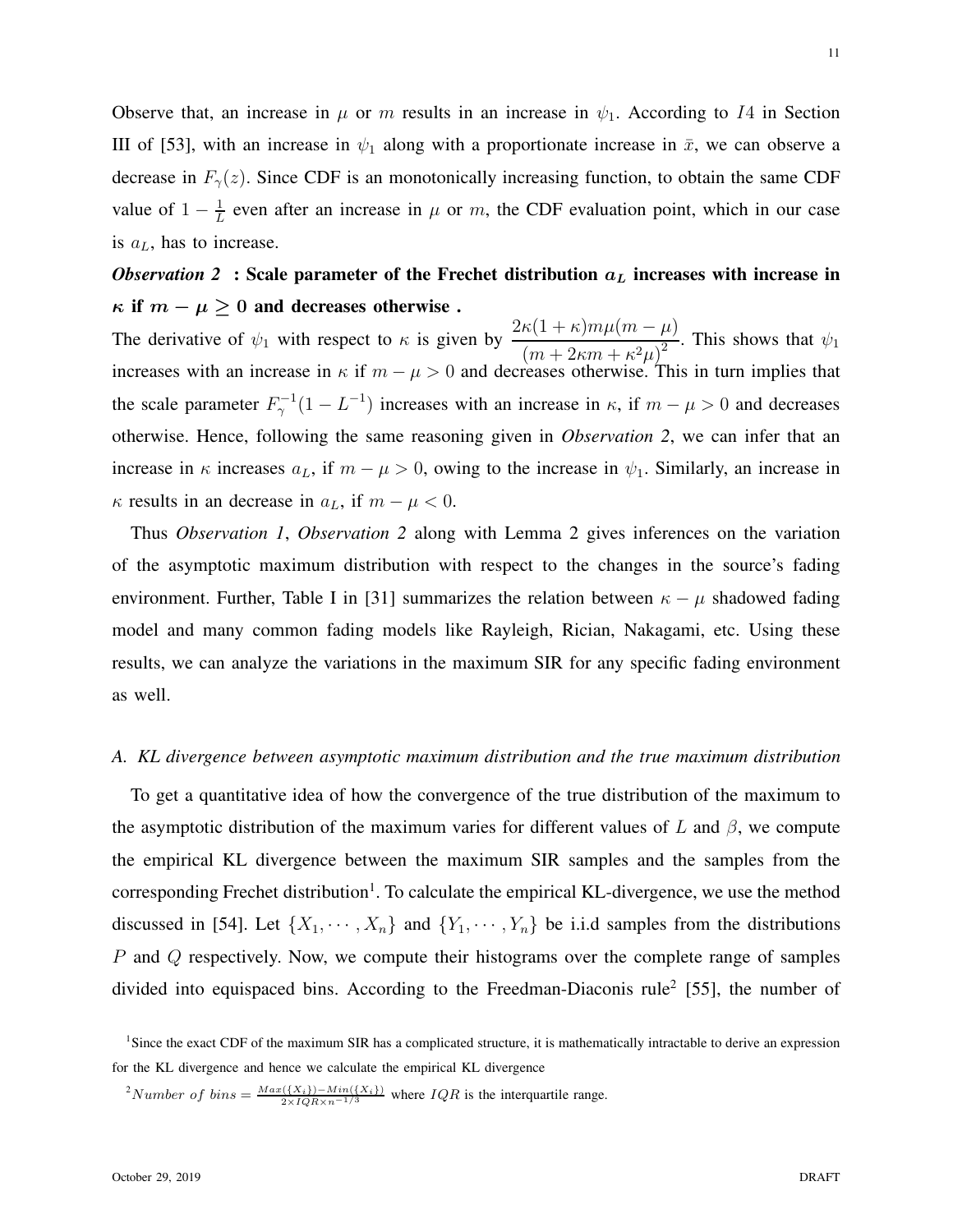Observe that, an increase in $\mu$ or $m$ results in an increase in $\psi_1$. According to $I4$ in Section III of [53], with an increase in $\psi_1$ along with a proportionate increase in $\bar{x}$, we can observe a decrease in $F_\gamma(z)$. Since CDF is an monotonically increasing function, to obtain the same CDF value of $1 - \frac{1}{L}$ even after an increase in $\mu$ or $m$, the CDF evaluation point, which in our case is $a_L$, has to increase.

***Observation 2*** **: Scale parameter of the Frechet distribution $a_L$ increases with increase in $\kappa$ if $m - \mu \geq 0$ and decreases otherwise .**

The derivative of $\psi_1$ with respect to $\kappa$ is given by $\dfrac{2\kappa(1+\kappa)m\mu(m-\mu)}{(m+2\kappa m+\kappa^2\mu)^2}$. This shows that $\psi_1$ increases with an increase in $\kappa$ if $m - \mu > 0$ and decreases otherwise. This in turn implies that the scale parameter $F_\gamma^{-1}(1 - L^{-1})$ increases with an increase in $\kappa$, if $m - \mu > 0$ and decreases otherwise. Hence, following the same reasoning given in *Observation 2*, we can infer that an increase in $\kappa$ increases $a_L$, if $m - \mu > 0$, owing to the increase in $\psi_1$. Similarly, an increase in $\kappa$ results in an decrease in $a_L$, if $m - \mu < 0$.

Thus *Observation 1*, *Observation 2* along with Lemma 2 gives inferences on the variation of the asymptotic maximum distribution with respect to the changes in the source's fading environment. Further, Table I in [31] summarizes the relation between $\kappa - \mu$ shadowed fading model and many common fading models like Rayleigh, Rician, Nakagami, etc. Using these results, we can analyze the variations in the maximum SIR for any specific fading environment as well.

### *A. KL divergence between asymptotic maximum distribution and the true maximum distribution*

To get a quantitative idea of how the convergence of the true distribution of the maximum to the asymptotic distribution of the maximum varies for different values of $L$ and $\beta$, we compute the empirical KL divergence between the maximum SIR samples and the samples from the corresponding Frechet distribution[1]. To calculate the empirical KL-divergence, we use the method discussed in [54]. Let $\{X_1, \cdots, X_n\}$ and $\{Y_1, \cdots, Y_n\}$ be i.i.d samples from the distributions $P$ and $Q$ respectively. Now, we compute their histograms over the complete range of samples divided into equispaced bins. According to the Freedman-Diaconis rule[2] [55], the number of

[1]Since the exact CDF of the maximum SIR has a complicated structure, it is mathematically intractable to derive an expression for the KL divergence and hence we calculate the empirical KL divergence

[2]$Number\ of\ bins = \frac{Max(\{X_i\}) - Min(\{X_i\})}{2 \times IQR \times n^{-1/3}}$ where $IQR$ is the interquartile range.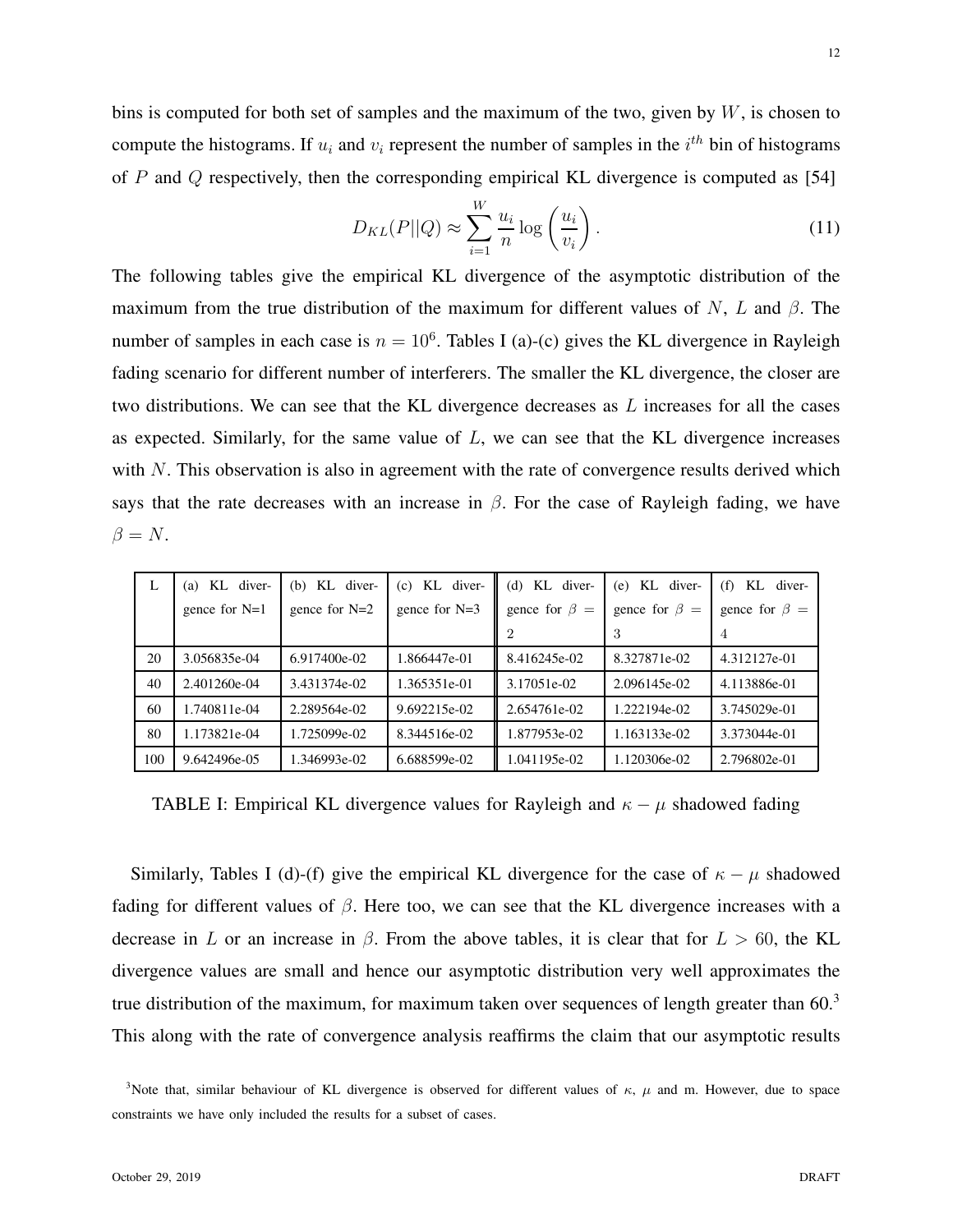bins is computed for both set of samples and the maximum of the two, given by $W$, is chosen to compute the histograms. If $u_i$ and $v_i$ represent the number of samples in the $i^{th}$ bin of histograms of $P$ and $Q$ respectively, then the corresponding empirical KL divergence is computed as [54]

$$D_{KL}(P||Q) \approx \sum_{i=1}^{W} \frac{u_i}{n} \log\left(\frac{u_i}{v_i}\right). \tag{11}$$

The following tables give the empirical KL divergence of the asymptotic distribution of the maximum from the true distribution of the maximum for different values of $N$, $L$ and $\beta$. The number of samples in each case is $n = 10^6$. Tables I (a)-(c) gives the KL divergence in Rayleigh fading scenario for different number of interferers. The smaller the KL divergence, the closer are two distributions. We can see that the KL divergence decreases as $L$ increases for all the cases as expected. Similarly, for the same value of $L$, we can see that the KL divergence increases with $N$. This observation is also in agreement with the rate of convergence results derived which says that the rate decreases with an increase in $\beta$. For the case of Rayleigh fading, we have $\beta = N$.

| L | (a) KL divergence for N=1 | (b) KL divergence for N=2 | (c) KL divergence for N=3 | (d) KL divergence for $\beta = 2$ | (e) KL divergence for $\beta = 3$ | (f) KL divergence for $\beta = 4$ |
|---|---|---|---|---|---|---|
| 20 | 3.056835e-04 | 6.917400e-02 | 1.866447e-01 | 8.416245e-02 | 8.327871e-02 | 4.312127e-01 |
| 40 | 2.401260e-04 | 3.431374e-02 | 1.365351e-01 | 3.17051e-02 | 2.096145e-02 | 4.113886e-01 |
| 60 | 1.740811e-04 | 2.289564e-02 | 9.692215e-02 | 2.654761e-02 | 1.222194e-02 | 3.745029e-01 |
| 80 | 1.173821e-04 | 1.725099e-02 | 8.344516e-02 | 1.877953e-02 | 1.163133e-02 | 3.373044e-01 |
| 100 | 9.642496e-05 | 1.346993e-02 | 6.688599e-02 | 1.041195e-02 | 1.120306e-02 | 2.796802e-01 |

TABLE I: Empirical KL divergence values for Rayleigh and $\kappa - \mu$ shadowed fading

Similarly, Tables I (d)-(f) give the empirical KL divergence for the case of $\kappa - \mu$ shadowed fading for different values of $\beta$. Here too, we can see that the KL divergence increases with a decrease in $L$ or an increase in $\beta$. From the above tables, it is clear that for $L > 60$, the KL divergence values are small and hence our asymptotic distribution very well approximates the true distribution of the maximum, for maximum taken over sequences of length greater than 60.[3] This along with the rate of convergence analysis reaffirms the claim that our asymptotic results

[3]Note that, similar behaviour of KL divergence is observed for different values of $\kappa$, $\mu$ and m. However, due to space constraints we have only included the results for a subset of cases.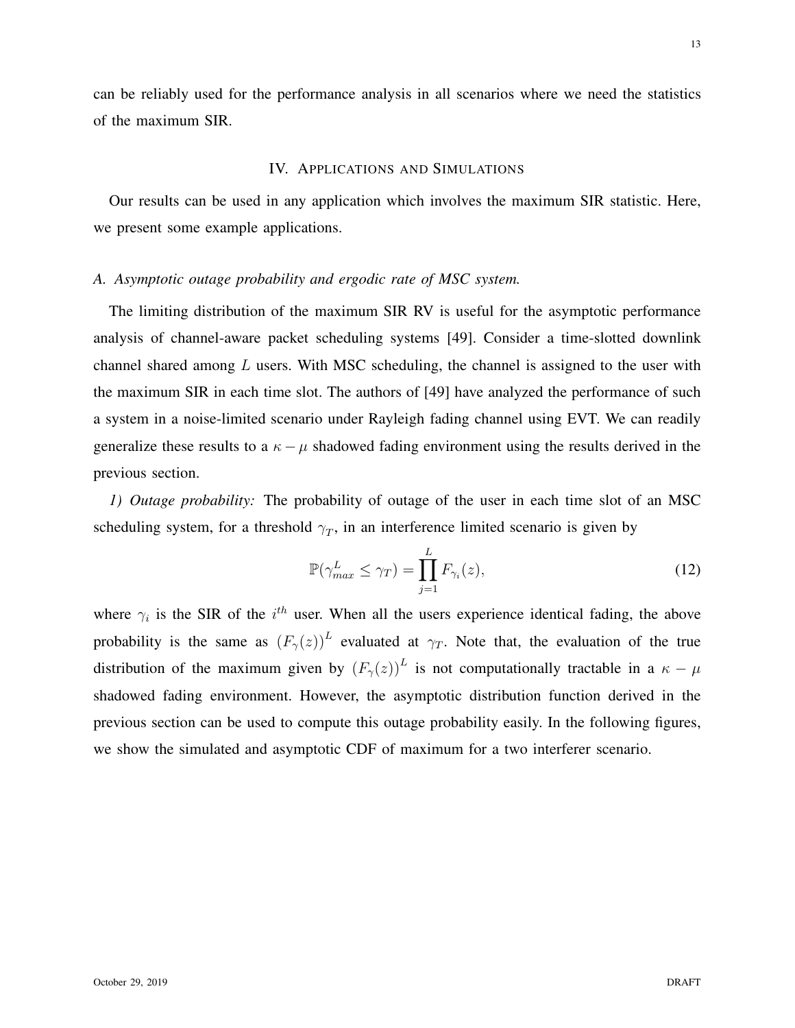can be reliably used for the performance analysis in all scenarios where we need the statistics of the maximum SIR.

## IV. Applications and Simulations

Our results can be used in any application which involves the maximum SIR statistic. Here, we present some example applications.

### *A. Asymptotic outage probability and ergodic rate of MSC system.*

The limiting distribution of the maximum SIR RV is useful for the asymptotic performance analysis of channel-aware packet scheduling systems [49]. Consider a time-slotted downlink channel shared among $L$ users. With MSC scheduling, the channel is assigned to the user with the maximum SIR in each time slot. The authors of [49] have analyzed the performance of such a system in a noise-limited scenario under Rayleigh fading channel using EVT. We can readily generalize these results to a $\kappa - \mu$ shadowed fading environment using the results derived in the previous section.

*1) Outage probability:* The probability of outage of the user in each time slot of an MSC scheduling system, for a threshold $\gamma_T$, in an interference limited scenario is given by

$$\mathbb{P}(\gamma_{max}^{L} \leq \gamma_T) = \prod_{j=1}^{L} F_{\gamma_i}(z), \tag{12}$$

where $\gamma_i$ is the SIR of the $i^{th}$ user. When all the users experience identical fading, the above probability is the same as $(F_{\gamma}(z))^L$ evaluated at $\gamma_T$. Note that, the evaluation of the true distribution of the maximum given by $(F_{\gamma}(z))^L$ is not computationally tractable in a $\kappa - \mu$ shadowed fading environment. However, the asymptotic distribution function derived in the previous section can be used to compute this outage probability easily. In the following figures, we show the simulated and asymptotic CDF of maximum for a two interferer scenario.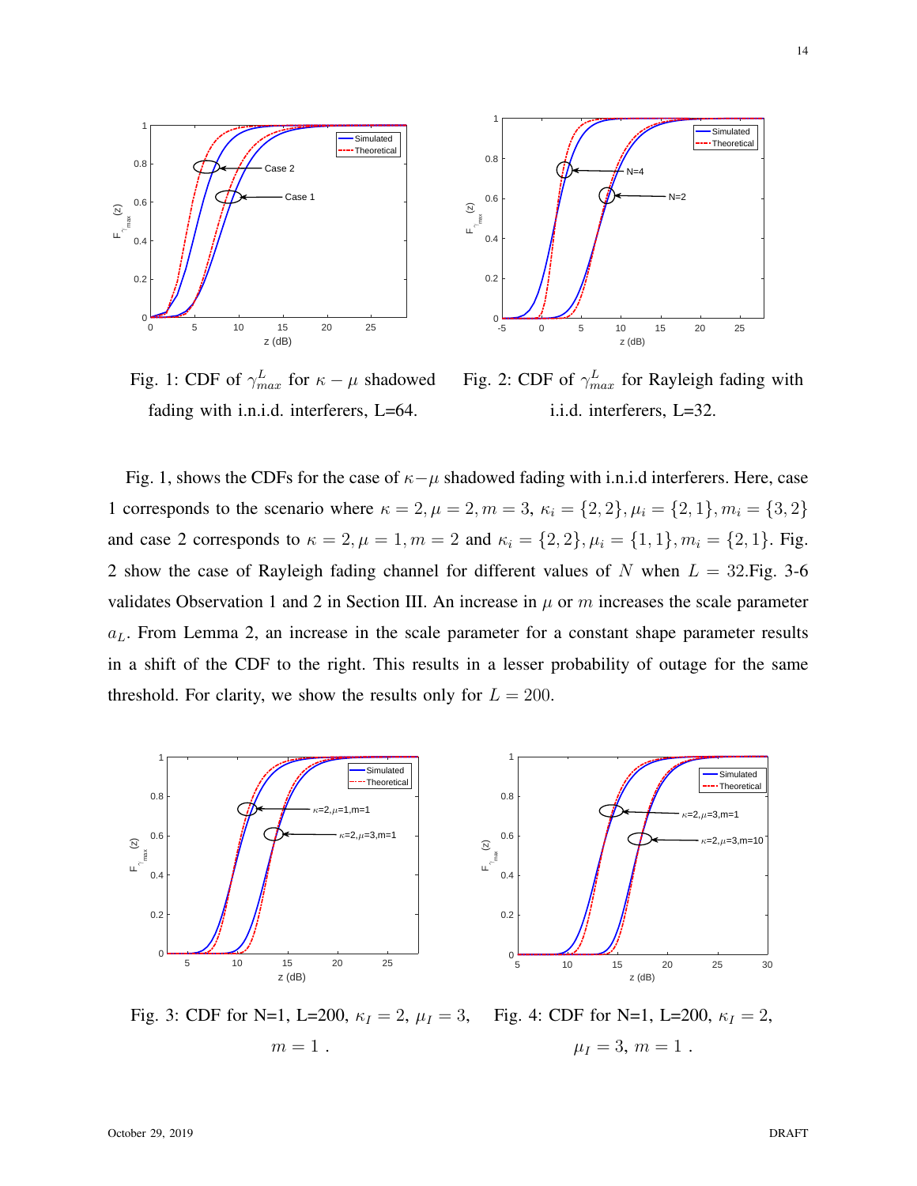Fig. 1: CDF of $\gamma_{max}^L$ for $\kappa - \mu$ shadowed fading with i.n.i.d. interferers, L=64.

Fig. 2: CDF of $\gamma_{max}^L$ for Rayleigh fading with i.i.d. interferers, L=32.

Fig. 1, shows the CDFs for the case of $\kappa-\mu$ shadowed fading with i.n.i.d interferers. Here, case 1 corresponds to the scenario where $\kappa = 2, \mu = 2, m = 3$, $\kappa_i = \{2, 2\}, \mu_i = \{2, 1\}, m_i = \{3, 2\}$ and case 2 corresponds to $\kappa = 2, \mu = 1, m = 2$ and $\kappa_i = \{2, 2\}, \mu_i = \{1, 1\}, m_i = \{2, 1\}$. Fig. 2 show the case of Rayleigh fading channel for different values of $N$ when $L = 32$.Fig. 3-6 validates Observation 1 and 2 in Section III. An increase in $\mu$ or $m$ increases the scale parameter $a_L$. From Lemma 2, an increase in the scale parameter for a constant shape parameter results in a shift of the CDF to the right. This results in a lesser probability of outage for the same threshold. For clarity, we show the results only for $L = 200$.

Fig. 3: CDF for N=1, L=200, $\kappa_I = 2$, $\mu_I = 3$, $m = 1$ .

Fig. 4: CDF for N=1, L=200, $\kappa_I = 2$, $\mu_I = 3$, $m = 1$ .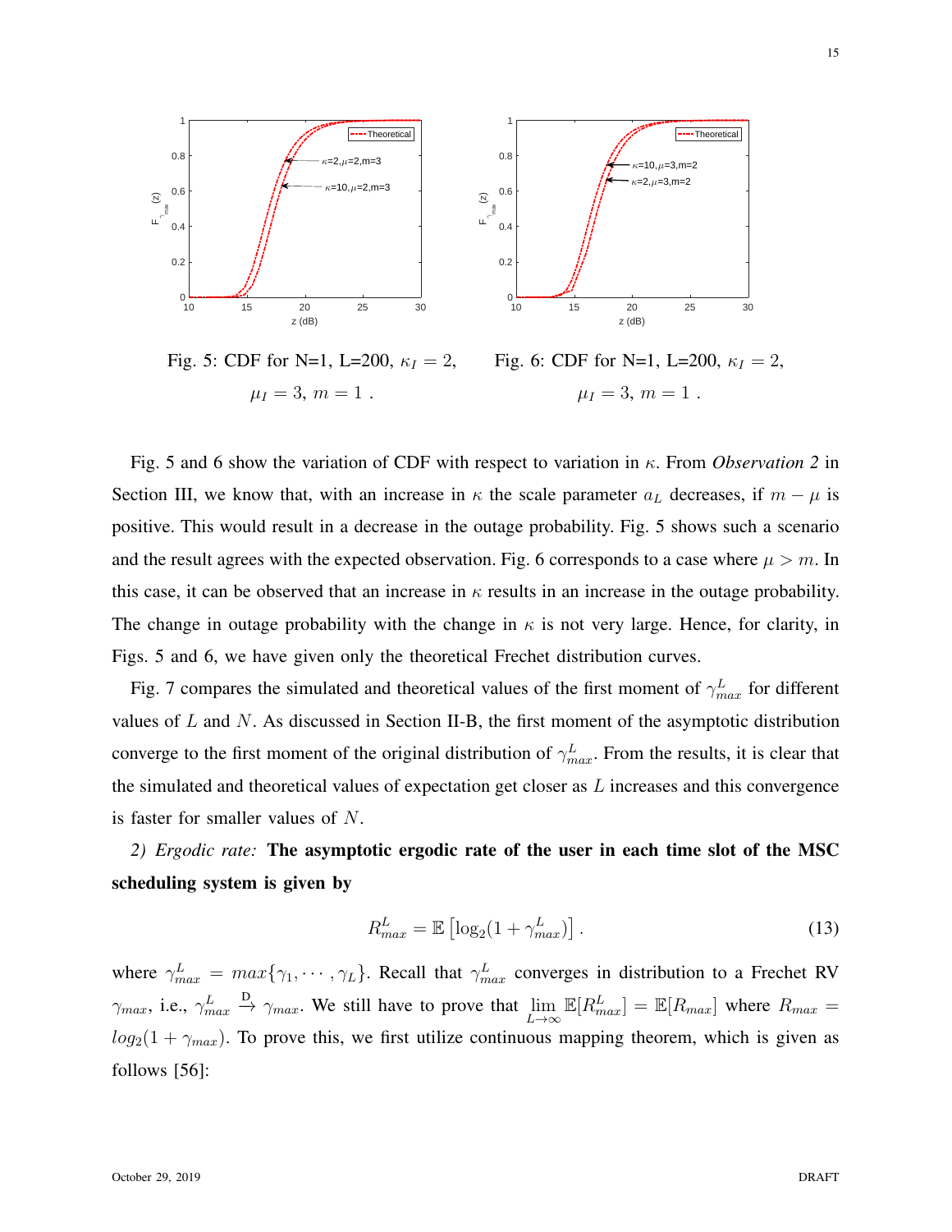Fig. 5: CDF for N=1, L=200, $\kappa_I = 2$, $\mu_I = 3$, $m = 1$ .

Fig. 6: CDF for N=1, L=200, $\kappa_I = 2$, $\mu_I = 3$, $m = 1$ .

Fig. 5 and 6 show the variation of CDF with respect to variation in $\kappa$. From *Observation 2* in Section III, we know that, with an increase in $\kappa$ the scale parameter $a_L$ decreases, if $m - \mu$ is positive. This would result in a decrease in the outage probability. Fig. 5 shows such a scenario and the result agrees with the expected observation. Fig. 6 corresponds to a case where $\mu > m$. In this case, it can be observed that an increase in $\kappa$ results in an increase in the outage probability. The change in outage probability with the change in $\kappa$ is not very large. Hence, for clarity, in Figs. 5 and 6, we have given only the theoretical Frechet distribution curves.

Fig. 7 compares the simulated and theoretical values of the first moment of $\gamma_{max}^L$ for different values of $L$ and $N$. As discussed in Section II-B, the first moment of the asymptotic distribution converge to the first moment of the original distribution of $\gamma_{max}^L$. From the results, it is clear that the simulated and theoretical values of expectation get closer as $L$ increases and this convergence is faster for smaller values of $N$.

*2) Ergodic rate:* **The asymptotic ergodic rate of the user in each time slot of the MSC scheduling system is given by**

$$R_{max}^L = \mathbb{E}\left[\log_2(1 + \gamma_{max}^L)\right]. \tag{13}$$

where $\gamma_{max}^L = max\{\gamma_1, \cdots, \gamma_L\}$. Recall that $\gamma_{max}^L$ converges in distribution to a Frechet RV $\gamma_{max}$, i.e., $\gamma_{max}^L \xrightarrow{\text{D}} \gamma_{max}$. We still have to prove that $\lim_{L\to\infty} \mathbb{E}[R_{max}^L] = \mathbb{E}[R_{max}]$ where $R_{max} = log_2(1 + \gamma_{max})$. To prove this, we first utilize continuous mapping theorem, which is given as follows [56]: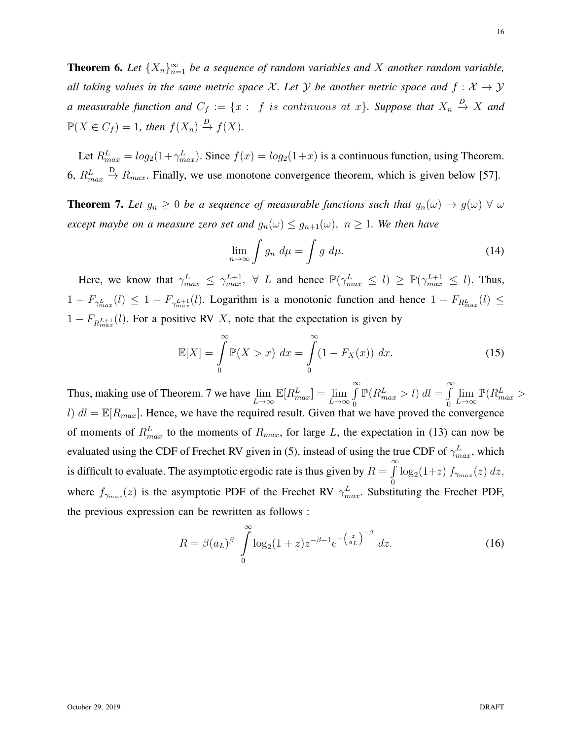**Theorem 6.** *Let $\{X_n\}_{n=1}^{\infty}$ be a sequence of random variables and $X$ another random variable, all taking values in the same metric space $\mathcal{X}$. Let $\mathcal{Y}$ be another metric space and $f : \mathcal{X} \to \mathcal{Y}$ a measurable function and $C_f := \{x : \ f \ is \ continuous \ at \ x\}$. Suppose that $X_n \xrightarrow{D} X$ and $\mathbb{P}(X \in C_f) = 1$, then $f(X_n) \xrightarrow{D} f(X)$.*

Let $R_{max}^L = log_2(1+\gamma_{max}^L)$. Since $f(x) = log_2(1+x)$ is a continuous function, using Theorem. 6, $R_{max}^L \xrightarrow{\text{D}} R_{max}$. Finally, we use monotone convergence theorem, which is given below [57].

**Theorem 7.** *Let $g_n \geq 0$ be a sequence of measurable functions such that $g_n(\omega) \to g(\omega) \ \forall \ \omega$ except maybe on a measure zero set and $g_n(\omega) \leq g_{n+1}(\omega), \ n \geq 1$. We then have*

$$\lim_{n\to\infty} \int g_n \ d\mu = \int g \ d\mu. \tag{14}$$

Here, we know that $\gamma_{max}^L \leq \gamma_{max}^{L+1}, \ \forall \ L$ and hence $\mathbb{P}(\gamma_{max}^L \leq l) \geq \mathbb{P}(\gamma_{max}^{L+1} \leq l)$. Thus, $1 - F_{\gamma_{max}^L}(l) \leq 1 - F_{\gamma_{max}^{L+1}}(l)$. Logarithm is a monotonic function and hence $1 - F_{R_{max}^L}(l) \leq 1 - F_{R_{max}^{L+1}}(l)$. For a positive RV $X$, note that the expectation is given by

$$\mathbb{E}[X] = \int_0^{\infty} \mathbb{P}(X > x) \ dx = \int_0^{\infty} (1 - F_X(x)) \ dx. \tag{15}$$

Thus, making use of Theorem. 7 we have $\lim\limits_{L\to\infty} \mathbb{E}[R_{max}^L] = \lim\limits_{L\to\infty} \int_0^{\infty} \mathbb{P}(R_{max}^L > l) \, dl = \int_0^{\infty} \lim\limits_{L\to\infty} \mathbb{P}(R_{max}^L > l) \ dl = \mathbb{E}[R_{max}]$. Hence, we have the required result. Given that we have proved the convergence of moments of $R_{max}^L$ to the moments of $R_{max}$, for large $L$, the expectation in (13) can now be evaluated using the CDF of Frechet RV given in (5), instead of using the true CDF of $\gamma_{max}^L$, which is difficult to evaluate. The asymptotic ergodic rate is thus given by $R = \int_0^{\infty} \log_2(1+z) \, f_{\gamma_{max}}(z) \, dz$, where $f_{\gamma_{max}}(z)$ is the asymptotic PDF of the Frechet RV $\gamma_{max}^L$. Substituting the Frechet PDF, the previous expression can be rewritten as follows :

$$R = \beta(a_L)^{\beta} \int_0^{\infty} \log_2(1+z) z^{-\beta-1} e^{-\left(\frac{z}{a_L}\right)^{-\beta}} \ dz. \tag{16}$$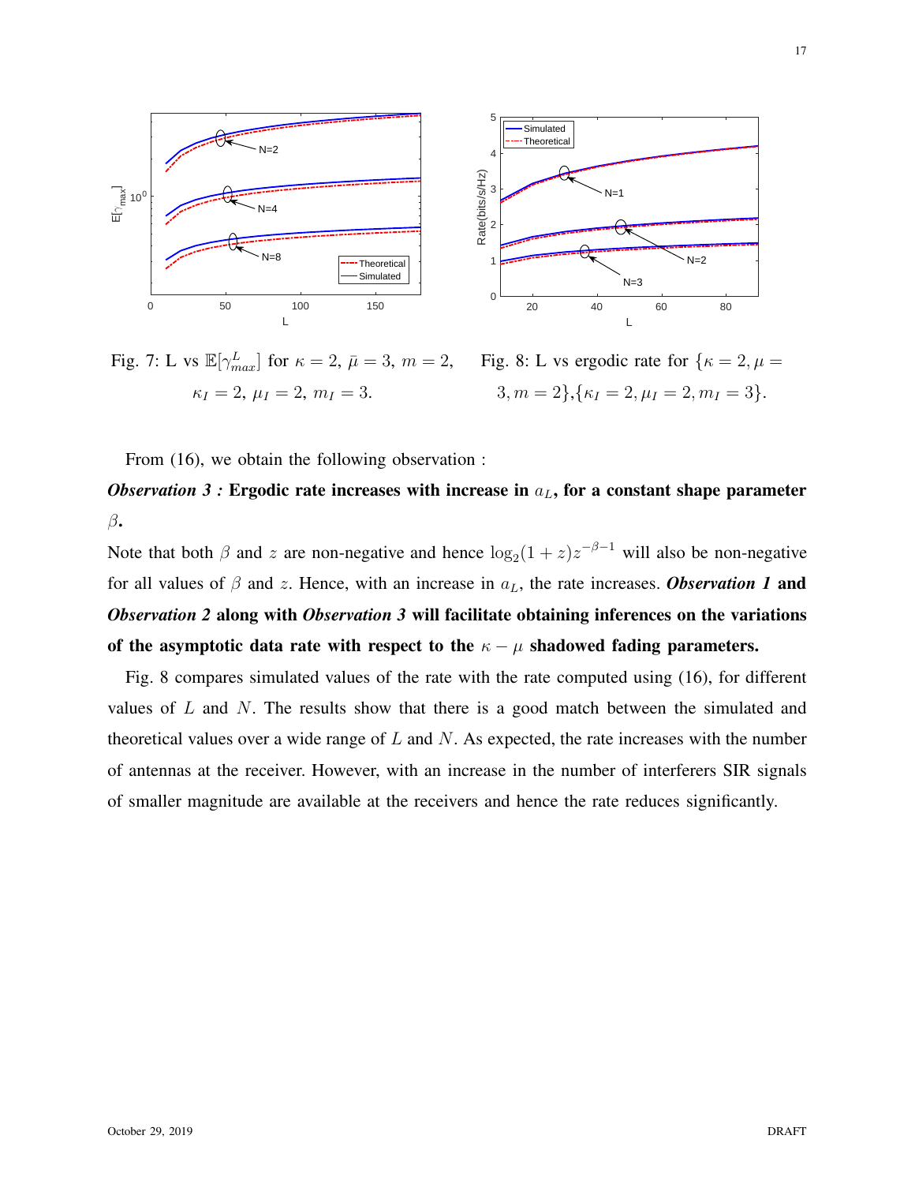Fig. 7: L vs $\mathbb{E}[\gamma_{max}^L]$ for $\kappa = 2$, $\bar{\mu} = 3$, $m = 2$, $\kappa_I = 2$, $\mu_I = 2$, $m_I = 3$.

Fig. 8: L vs ergodic rate for $\{\kappa = 2, \mu = 3, m = 2\}$,$\{\kappa_I = 2, \mu_I = 2, m_I = 3\}$.

From (16), we obtain the following observation :

***Observation 3 :*** **Ergodic rate increases with increase in $a_L$, for a constant shape parameter $\beta$.**

Note that both $\beta$ and $z$ are non-negative and hence $\log_2(1+z)z^{-\beta-1}$ will also be non-negative for all values of $\beta$ and $z$. Hence, with an increase in $a_L$, the rate increases. ***Observation 1*** **and** ***Observation 2*** **along with** ***Observation 3*** **will facilitate obtaining inferences on the variations of the asymptotic data rate with respect to the $\kappa - \mu$ shadowed fading parameters.**

Fig. 8 compares simulated values of the rate with the rate computed using (16), for different values of $L$ and $N$. The results show that there is a good match between the simulated and theoretical values over a wide range of $L$ and $N$. As expected, the rate increases with the number of antennas at the receiver. However, with an increase in the number of interferers SIR signals of smaller magnitude are available at the receivers and hence the rate reduces significantly.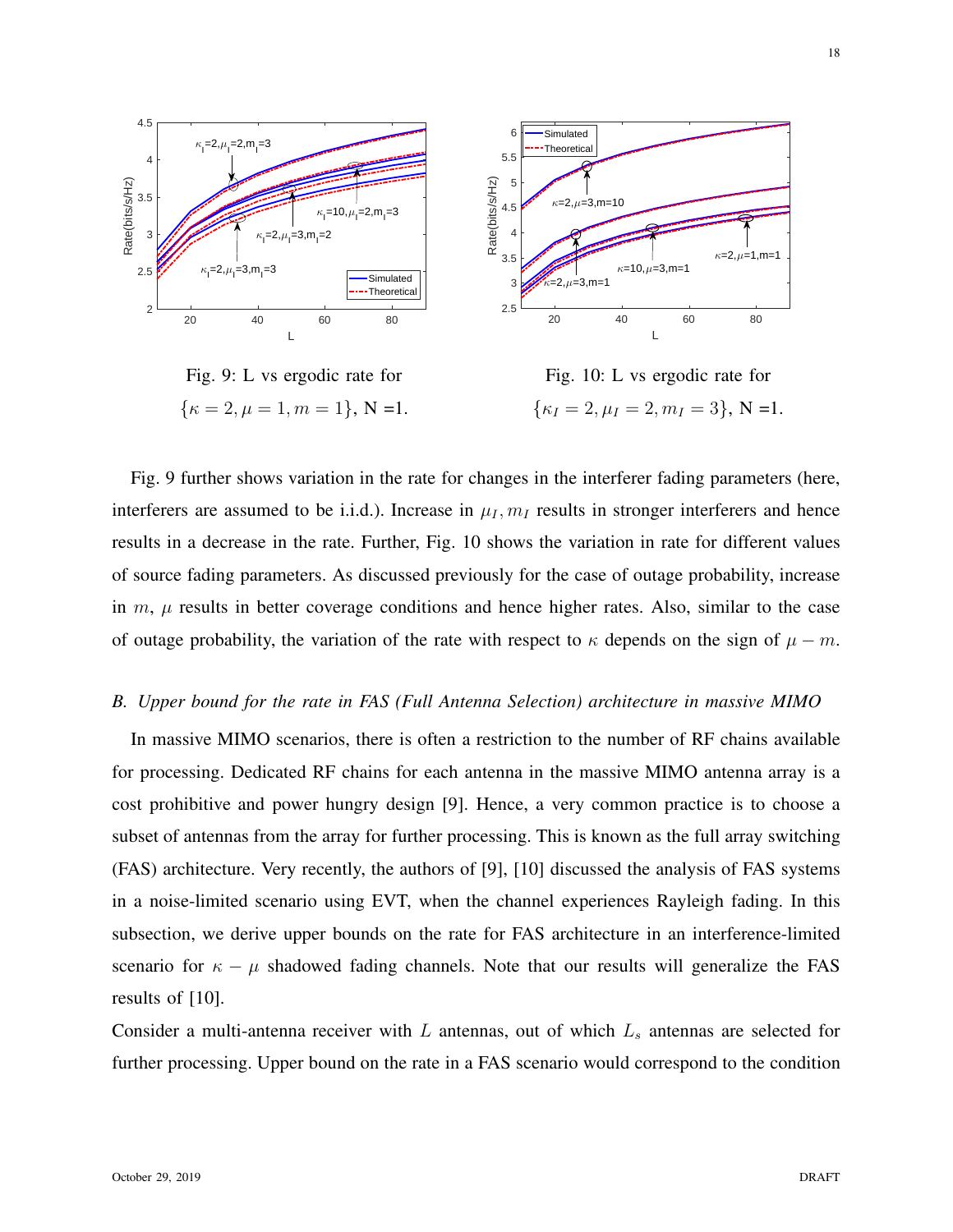Fig. 9: L vs ergodic rate for $\{\kappa = 2, \mu = 1, m = 1\}$, N =1.

Fig. 10: L vs ergodic rate for $\{\kappa_I = 2, \mu_I = 2, m_I = 3\}$, N =1.

Fig. 9 further shows variation in the rate for changes in the interferer fading parameters (here, interferers are assumed to be i.i.d.). Increase in $\mu_I, m_I$ results in stronger interferers and hence results in a decrease in the rate. Further, Fig. 10 shows the variation in rate for different values of source fading parameters. As discussed previously for the case of outage probability, increase in $m$, $\mu$ results in better coverage conditions and hence higher rates. Also, similar to the case of outage probability, the variation of the rate with respect to $\kappa$ depends on the sign of $\mu - m$.

### *B. Upper bound for the rate in FAS (Full Antenna Selection) architecture in massive MIMO*

In massive MIMO scenarios, there is often a restriction to the number of RF chains available for processing. Dedicated RF chains for each antenna in the massive MIMO antenna array is a cost prohibitive and power hungry design [9]. Hence, a very common practice is to choose a subset of antennas from the array for further processing. This is known as the full array switching (FAS) architecture. Very recently, the authors of [9], [10] discussed the analysis of FAS systems in a noise-limited scenario using EVT, when the channel experiences Rayleigh fading. In this subsection, we derive upper bounds on the rate for FAS architecture in an interference-limited scenario for $\kappa - \mu$ shadowed fading channels. Note that our results will generalize the FAS results of [10].

Consider a multi-antenna receiver with $L$ antennas, out of which $L_s$ antennas are selected for further processing. Upper bound on the rate in a FAS scenario would correspond to the condition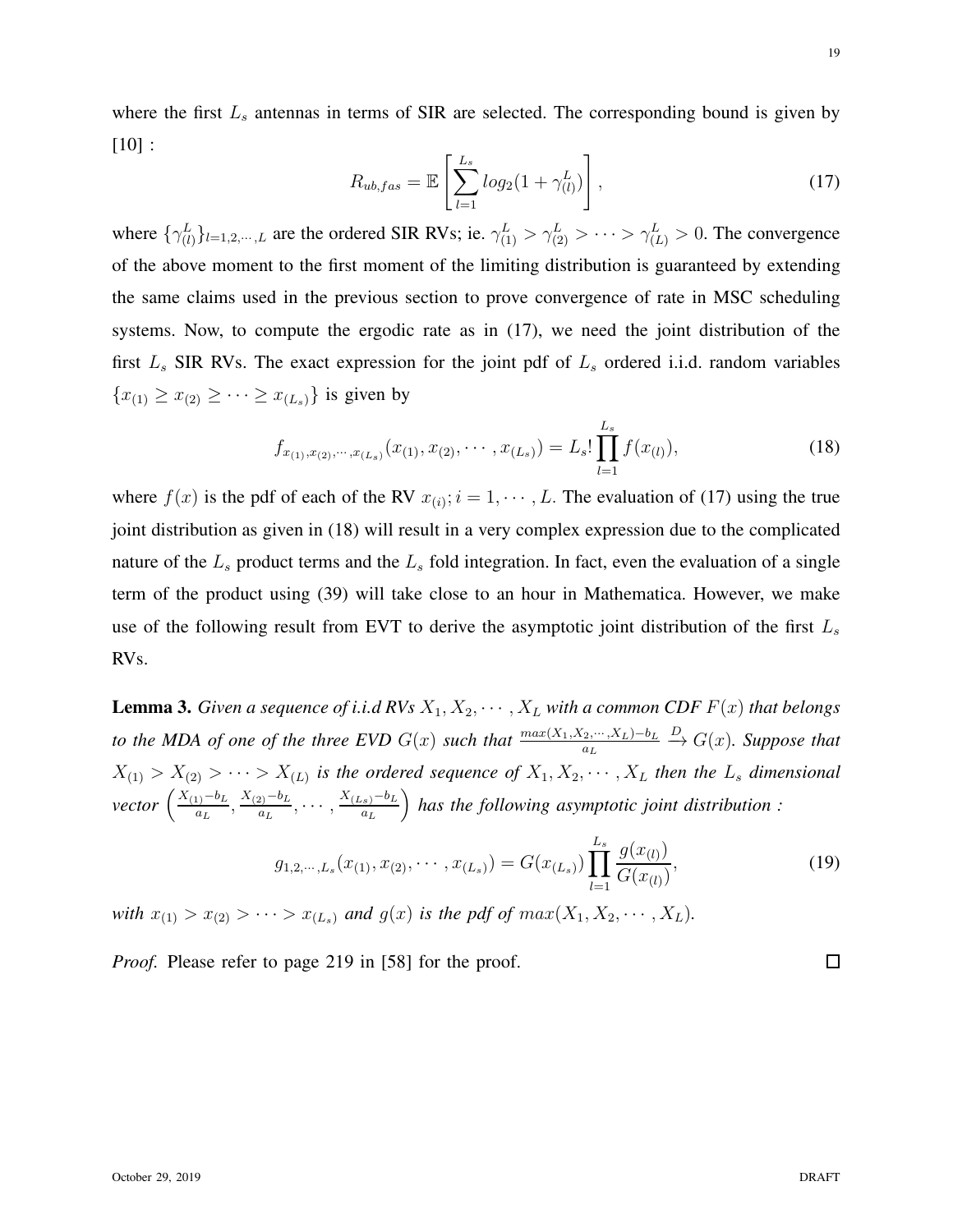where the first $L_s$ antennas in terms of SIR are selected. The corresponding bound is given by [10] :

$$R_{ub,fas} = \mathbb{E}\left[\sum_{l=1}^{L_s} log_2(1+\gamma_{(l)}^L)\right], \tag{17}$$

where $\{\gamma_{(l)}^L\}_{l=1,2,\cdots,L}$ are the ordered SIR RVs; ie. $\gamma_{(1)}^L > \gamma_{(2)}^L > \cdots > \gamma_{(L)}^L > 0$. The convergence of the above moment to the first moment of the limiting distribution is guaranteed by extending the same claims used in the previous section to prove convergence of rate in MSC scheduling systems. Now, to compute the ergodic rate as in (17), we need the joint distribution of the first $L_s$ SIR RVs. The exact expression for the joint pdf of $L_s$ ordered i.i.d. random variables $\{x_{(1)} \geq x_{(2)} \geq \cdots \geq x_{(L_s)}\}$ is given by

$$f_{x_{(1)},x_{(2)},\cdots,x_{(L_s)}}(x_{(1)},x_{(2)},\cdots,x_{(L_s)}) = L_s! \prod_{l=1}^{L_s} f(x_{(l)}), \tag{18}$$

where $f(x)$ is the pdf of each of the RV $x_{(i)}; i = 1,\cdots,L$. The evaluation of (17) using the true joint distribution as given in (18) will result in a very complex expression due to the complicated nature of the $L_s$ product terms and the $L_s$ fold integration. In fact, even the evaluation of a single term of the product using (39) will take close to an hour in Mathematica. However, we make use of the following result from EVT to derive the asymptotic joint distribution of the first $L_s$ RVs.

**Lemma 3.** *Given a sequence of i.i.d RVs $X_1, X_2, \cdots, X_L$ with a common CDF $F(x)$ that belongs to the MDA of one of the three EVD $G(x)$ such that $\frac{max(X_1,X_2,\cdots,X_L)-b_L}{a_L} \xrightarrow{D} G(x)$. Suppose that $X_{(1)} > X_{(2)} > \cdots > X_{(L)}$ is the ordered sequence of $X_1, X_2, \cdots, X_L$ then the $L_s$ dimensional vector $\left(\frac{X_{(1)}-b_L}{a_L}, \frac{X_{(2)}-b_L}{a_L}, \cdots, \frac{X_{(L_s)}-b_L}{a_L}\right)$ has the following asymptotic joint distribution :*

$$g_{1,2,\cdots,L_s}(x_{(1)},x_{(2)},\cdots,x_{(L_s)}) = G(x_{(L_s)}) \prod_{l=1}^{L_s} \frac{g(x_{(l)})}{G(x_{(l)})}, \tag{19}$$

*with $x_{(1)} > x_{(2)} > \cdots > x_{(L_s)}$ and $g(x)$ is the pdf of $max(X_1, X_2, \cdots, X_L)$.*

*Proof.* Please refer to page 219 in [58] for the proof. □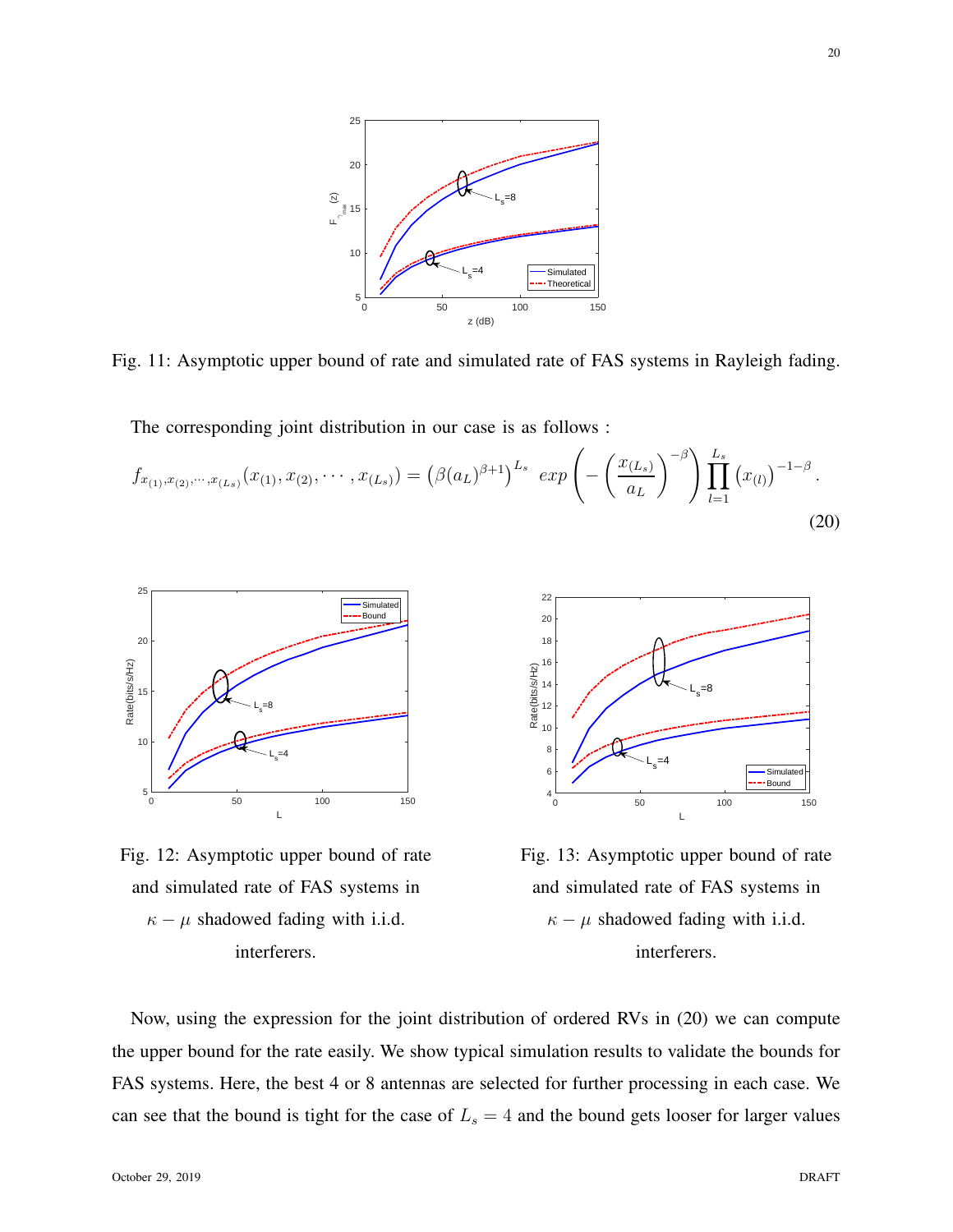Fig. 11: Asymptotic upper bound of rate and simulated rate of FAS systems in Rayleigh fading.

The corresponding joint distribution in our case is as follows :

$$f_{x_{(1)},x_{(2)},\cdots,x_{(L_s)}}(x_{(1)},x_{(2)},\cdots,x_{(L_s)}) = \left(\beta (a_L)^{\beta+1}\right)^{L_s} \; exp\left(-\left(\frac{x_{(L_s)}}{a_L}\right)^{-\beta}\right) \prod_{l=1}^{L_s} \left(x_{(l)}\right)^{-1-\beta}. \tag{20}$$

Fig. 12: Asymptotic upper bound of rate and simulated rate of FAS systems in $\kappa - \mu$ shadowed fading with i.i.d. interferers.

Fig. 13: Asymptotic upper bound of rate and simulated rate of FAS systems in $\kappa - \mu$ shadowed fading with i.i.d. interferers.

Now, using the expression for the joint distribution of ordered RVs in (20) we can compute the upper bound for the rate easily. We show typical simulation results to validate the bounds for FAS systems. Here, the best 4 or 8 antennas are selected for further processing in each case. We can see that the bound is tight for the case of $L_s = 4$ and the bound gets looser for larger values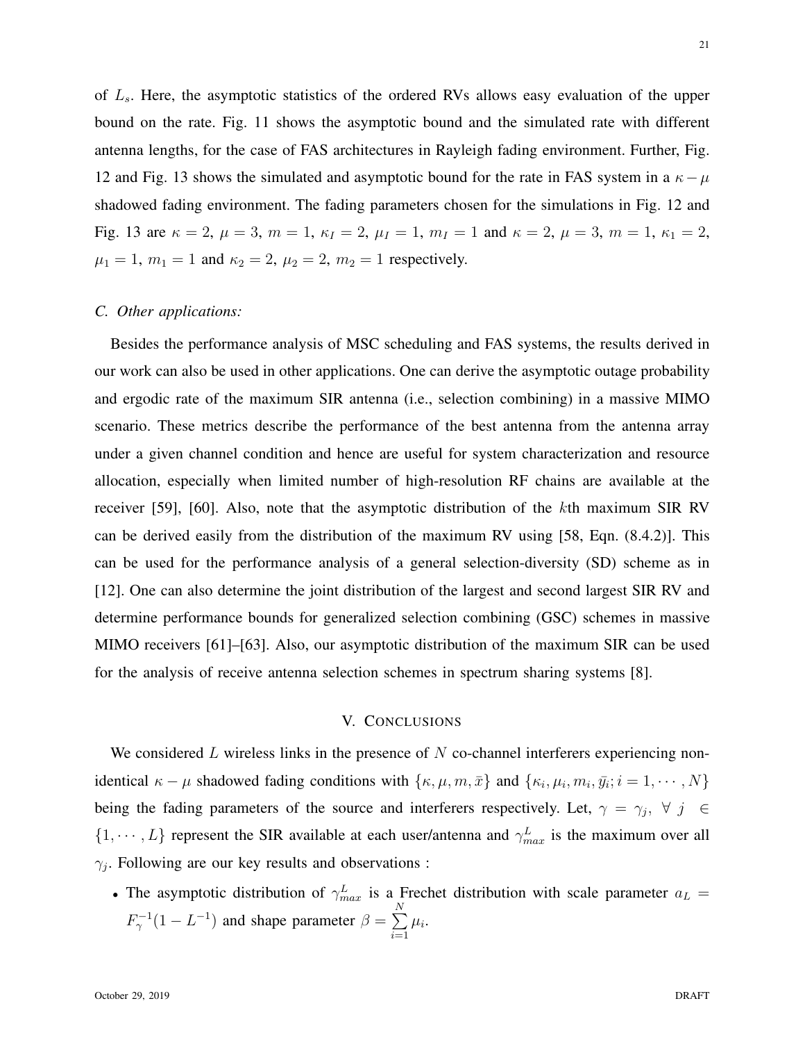of $L_s$. Here, the asymptotic statistics of the ordered RVs allows easy evaluation of the upper bound on the rate. Fig. 11 shows the asymptotic bound and the simulated rate with different antenna lengths, for the case of FAS architectures in Rayleigh fading environment. Further, Fig. 12 and Fig. 13 shows the simulated and asymptotic bound for the rate in FAS system in a $\kappa - \mu$ shadowed fading environment. The fading parameters chosen for the simulations in Fig. 12 and Fig. 13 are $\kappa = 2$, $\mu = 3$, $m = 1$, $\kappa_I = 2$, $\mu_I = 1$, $m_I = 1$ and $\kappa = 2$, $\mu = 3$, $m = 1$, $\kappa_1 = 2$, $\mu_1 = 1$, $m_1 = 1$ and $\kappa_2 = 2$, $\mu_2 = 2$, $m_2 = 1$ respectively.

### *C. Other applications:*

Besides the performance analysis of MSC scheduling and FAS systems, the results derived in our work can also be used in other applications. One can derive the asymptotic outage probability and ergodic rate of the maximum SIR antenna (i.e., selection combining) in a massive MIMO scenario. These metrics describe the performance of the best antenna from the antenna array under a given channel condition and hence are useful for system characterization and resource allocation, especially when limited number of high-resolution RF chains are available at the receiver [59], [60]. Also, note that the asymptotic distribution of the $k$th maximum SIR RV can be derived easily from the distribution of the maximum RV using [58, Eqn. (8.4.2)]. This can be used for the performance analysis of a general selection-diversity (SD) scheme as in [12]. One can also determine the joint distribution of the largest and second largest SIR RV and determine performance bounds for generalized selection combining (GSC) schemes in massive MIMO receivers [61]–[63]. Also, our asymptotic distribution of the maximum SIR can be used for the analysis of receive antenna selection schemes in spectrum sharing systems [8].

## V. Conclusions

We considered $L$ wireless links in the presence of $N$ co-channel interferers experiencing non-identical $\kappa - \mu$ shadowed fading conditions with $\{\kappa, \mu, m, \bar{x}\}$ and $\{\kappa_i, \mu_i, m_i, \bar{y}_i; i = 1, \cdots, N\}$ being the fading parameters of the source and interferers respectively. Let, $\gamma = \gamma_j, \ \forall \ j \ \in \{1, \cdots, L\}$ represent the SIR available at each user/antenna and $\gamma_{max}^L$ is the maximum over all $\gamma_j$. Following are our key results and observations :

- The asymptotic distribution of $\gamma_{max}^L$ is a Frechet distribution with scale parameter $a_L = F_\gamma^{-1}(1 - L^{-1})$ and shape parameter $\beta = \sum_{i=1}^{N} \mu_i$.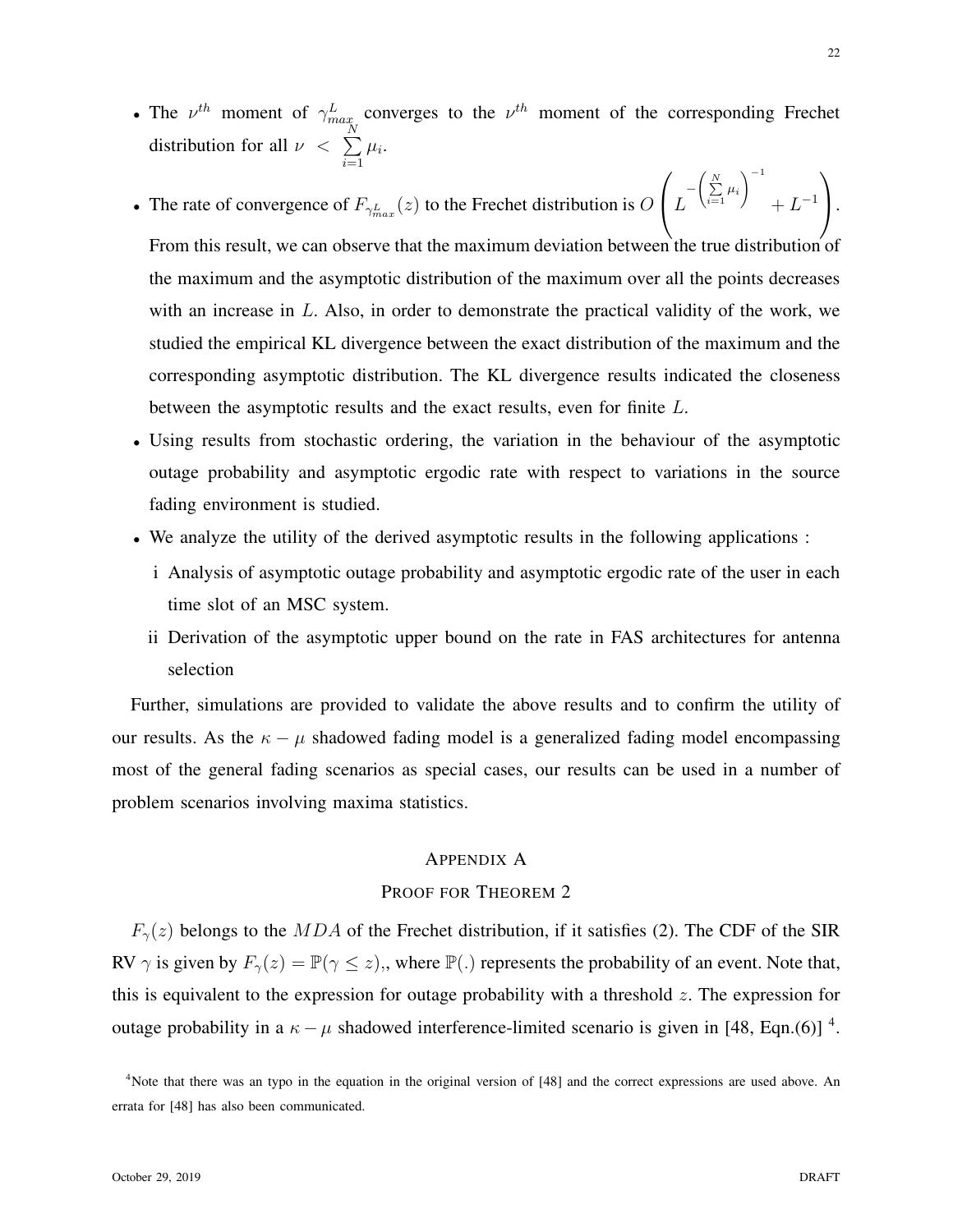- The $\nu^{th}$ moment of $\gamma_{max}^{L}$ converges to the $\nu^{th}$ moment of the corresponding Frechet distribution for all $\nu < \sum_{i=1}^{N} \mu_i$.
- The rate of convergence of $F_{\gamma_{max}^{L}}(z)$ to the Frechet distribution is $O\left(L^{-\left(\sum_{i=1}^{N}\mu_i\right)^{-1}} + L^{-1}\right)$. From this result, we can observe that the maximum deviation between the true distribution of the maximum and the asymptotic distribution of the maximum over all the points decreases with an increase in $L$. Also, in order to demonstrate the practical validity of the work, we studied the empirical KL divergence between the exact distribution of the maximum and the corresponding asymptotic distribution. The KL divergence results indicated the closeness between the asymptotic results and the exact results, even for finite $L$.
- Using results from stochastic ordering, the variation in the behaviour of the asymptotic outage probability and asymptotic ergodic rate with respect to variations in the source fading environment is studied.
- We analyze the utility of the derived asymptotic results in the following applications :
  - i Analysis of asymptotic outage probability and asymptotic ergodic rate of the user in each time slot of an MSC system.
  - ii Derivation of the asymptotic upper bound on the rate in FAS architectures for antenna selection

Further, simulations are provided to validate the above results and to confirm the utility of our results. As the $\kappa - \mu$ shadowed fading model is a generalized fading model encompassing most of the general fading scenarios as special cases, our results can be used in a number of problem scenarios involving maxima statistics.

## APPENDIX A
## PROOF FOR THEOREM 2

$F_{\gamma}(z)$ belongs to the $MDA$ of the Frechet distribution, if it satisfies (2). The CDF of the SIR RV $\gamma$ is given by $F_{\gamma}(z) = \mathbb{P}(\gamma \leq z)$,, where $\mathbb{P}(.)$ represents the probability of an event. Note that, this is equivalent to the expression for outage probability with a threshold $z$. The expression for outage probability in a $\kappa - \mu$ shadowed interference-limited scenario is given in [48, Eqn.(6)] [4].

[4]Note that there was an typo in the equation in the original version of [48] and the correct expressions are used above. An errata for [48] has also been communicated.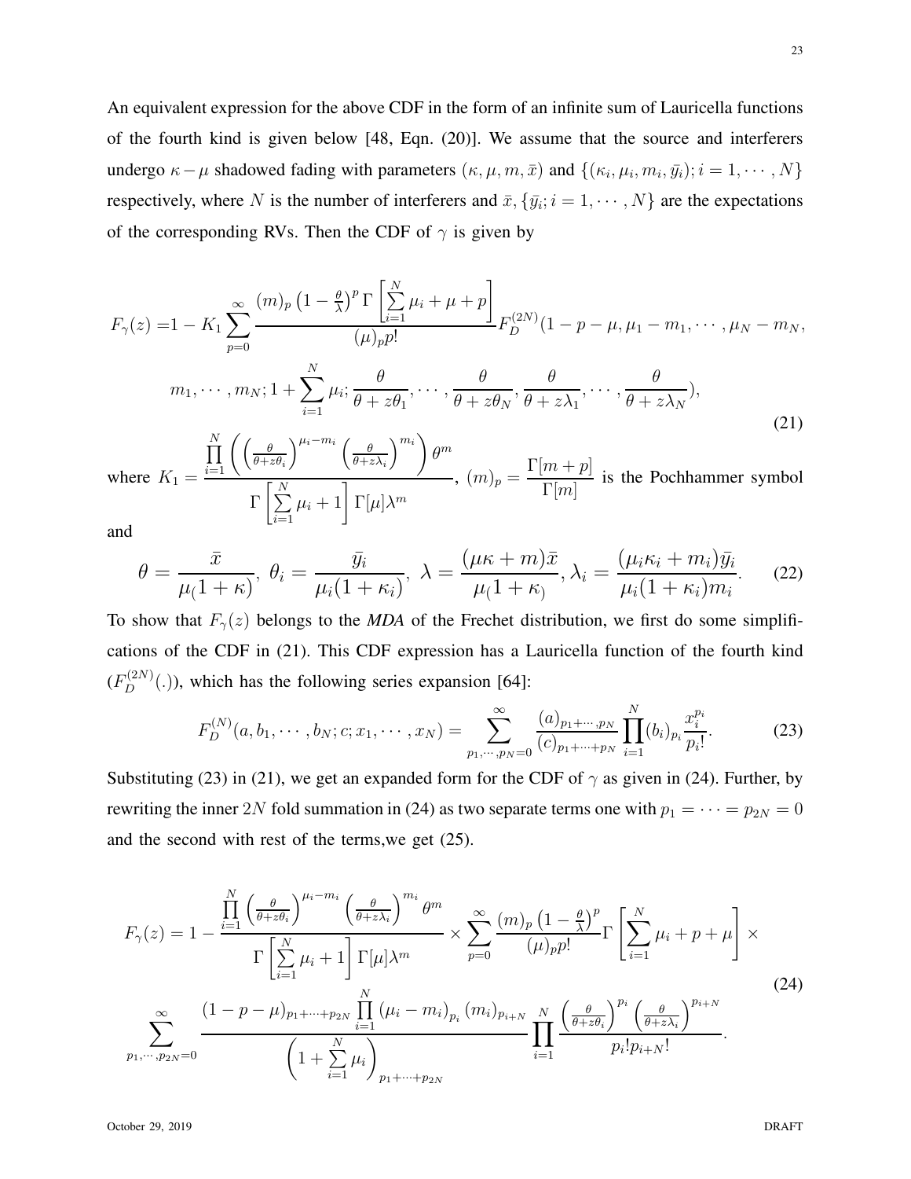An equivalent expression for the above CDF in the form of an infinite sum of Lauricella functions of the fourth kind is given below [48, Eqn. (20)]. We assume that the source and interferers undergo $\kappa-\mu$ shadowed fading with parameters $(\kappa, \mu, m, \bar{x})$ and $\{(\kappa_i, \mu_i, m_i, \bar{y_i}); i = 1, \cdots, N\}$ respectively, where $N$ is the number of interferers and $\bar{x}, \{\bar{y_i}; i = 1, \cdots, N\}$ are the expectations of the corresponding RVs. Then the CDF of $\gamma$ is given by

$$F_\gamma(z) = 1 - K_1 \sum_{p=0}^{\infty} \frac{(m)_p \left(1-\frac{\theta}{\lambda}\right)^p \Gamma\left[\sum_{i=1}^{N} \mu_i + \mu + p\right]}{(\mu)_p p!} F_D^{(2N)}(1-p-\mu, \mu_1 - m_1, \cdots, \mu_N - m_N, m_1, \cdots, m_N; 1 + \sum_{i=1}^{N} \mu_i; \frac{\theta}{\theta + z\theta_1}, \cdots, \frac{\theta}{\theta + z\theta_N}, \frac{\theta}{\theta + z\lambda_1}, \cdots, \frac{\theta}{\theta + z\lambda_N}), \tag{21}$$

where $K_1 = \dfrac{\prod_{i=1}^{N}\left(\left(\frac{\theta}{\theta+z\theta_i}\right)^{\mu_i - m_i}\left(\frac{\theta}{\theta+z\lambda_i}\right)^{m_i}\right)\theta^m}{\Gamma\left[\sum_{i=1}^{N}\mu_i + 1\right]\Gamma[\mu]\lambda^m}$, $(m)_p = \dfrac{\Gamma[m+p]}{\Gamma[m]}$ is the Pochhammer symbol and

$$\theta = \frac{\bar{x}}{\mu_(1+\kappa)},\ \theta_i = \frac{\bar{y_i}}{\mu_i(1+\kappa_i)},\ \lambda = \frac{(\mu\kappa + m)\bar{x}}{\mu_(1+\kappa_)}, \lambda_i = \frac{(\mu_i\kappa_i + m_i)\bar{y_i}}{\mu_i(1+\kappa_i)m_i}. \tag{22}$$

To show that $F_\gamma(z)$ belongs to the *MDA* of the Frechet distribution, we first do some simplifications of the CDF in (21). This CDF expression has a Lauricella function of the fourth kind ($F_D^{(2N)}(.)$), which has the following series expansion [64]:

$$F_D^{(N)}(a, b_1, \cdots, b_N; c; x_1, \cdots, x_N) = \sum_{p_1, \cdots, p_N = 0}^{\infty} \frac{(a)_{p_1+\cdots, p_N}}{(c)_{p_1+\cdots+p_N}} \prod_{i=1}^{N} (b_i)_{p_i} \frac{x_i^{p_i}}{p_i!}. \tag{23}$$

Substituting (23) in (21), we get an expanded form for the CDF of $\gamma$ as given in (24). Further, by rewriting the inner $2N$ fold summation in (24) as two separate terms one with $p_1 = \cdots = p_{2N} = 0$ and the second with rest of the terms,we get (25).

$$F_\gamma(z) = 1 - \frac{\prod_{i=1}^{N}\left(\frac{\theta}{\theta+z\theta_i}\right)^{\mu_i - m_i}\left(\frac{\theta}{\theta+z\lambda_i}\right)^{m_i}\theta^m}{\Gamma\left[\sum_{i=1}^{N}\mu_i + 1\right]\Gamma[\mu]\lambda^m} \times \sum_{p=0}^{\infty} \frac{(m)_p\left(1-\frac{\theta}{\lambda}\right)^p}{(\mu)_p p!}\Gamma\left[\sum_{i=1}^{N}\mu_i + p + \mu\right] \times \sum_{p_1, \cdots, p_{2N}=0}^{\infty} \frac{(1-p-\mu)_{p_1+\cdots+p_{2N}} \prod_{i=1}^{N}(\mu_i - m_i)_{p_i}(m_i)_{p_{i+N}}}{\left(1+\sum_{i=1}^{N}\mu_i\right)_{p_1+\cdots+p_{2N}}} \prod_{i=1}^{N} \frac{\left(\frac{\theta}{\theta+z\theta_i}\right)^{p_i}\left(\frac{\theta}{\theta+z\lambda_i}\right)^{p_{i+N}}}{p_i! p_{i+N}!}. \tag{24}$$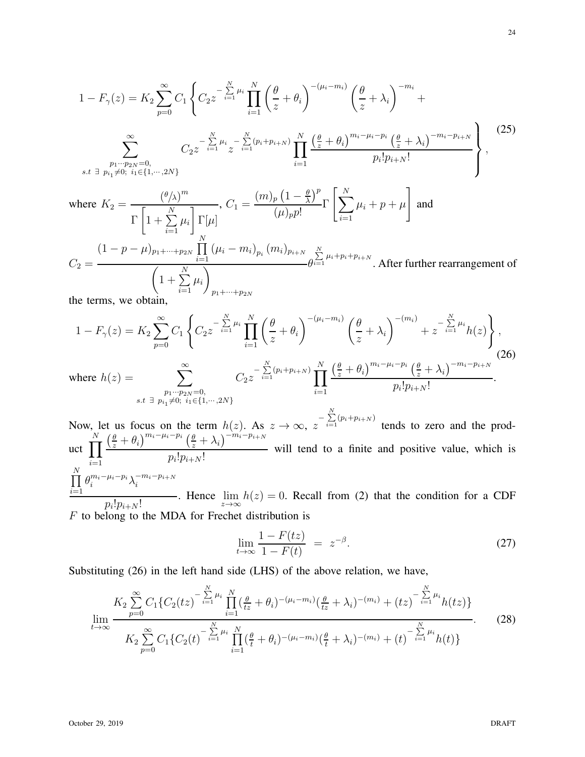$$1 - F_{\gamma}(z) = K_2 \sum_{p=0}^{\infty} C_1 \Bigg\{ C_2 z^{-\sum\limits_{i=1}^{N}\mu_i} \prod_{i=1}^{N} \left(\frac{\theta}{z}+\theta_i\right)^{-(\mu_i - m_i)} \left(\frac{\theta}{z}+\lambda_i\right)^{-m_i} + \sum_{\substack{p_1 \cdots p_{2N}=0, \\ s.t\ \exists\ p_{i_1}\neq 0;\ i_1\in\{1,\cdots,2N\}}}^{\infty} C_2 z^{-\sum\limits_{i=1}^{N}\mu_i} z^{-\sum\limits_{i=1}^{N}(p_i+p_{i+N})} \prod_{i=1}^{N} \frac{\left(\frac{\theta}{z}+\theta_i\right)^{m_i-\mu_i-p_i}\left(\frac{\theta}{z}+\lambda_i\right)^{-m_i-p_{i+N}}}{p_i! p_{i+N}!} \Bigg\}, \tag{25}$$

where $K_2 = \dfrac{\left(\theta/\lambda\right)^m}{\Gamma\left[1+\sum\limits_{i=1}^{N}\mu_i\right]\Gamma[\mu]}$, $C_1 = \dfrac{(m)_p\left(1-\frac{\theta}{\lambda}\right)^p}{(\mu)_p p!}\Gamma\left[\sum\limits_{i=1}^{N}\mu_i + p + \mu\right]$ and

$C_2 = \dfrac{(1-p-\mu)_{p_1+\cdots+p_{2N}} \prod\limits_{i=1}^{N}(\mu_i - m_i)_{p_i}(m_i)_{p_{i+N}}}{\left(1+\sum\limits_{i=1}^{N}\mu_i\right)_{p_1+\cdots+p_{2N}}} \theta^{\sum\limits_{i=1}^{N}\mu_i + p_i + p_{i+N}}$. After further rearrangement of the terms, we obtain,

$$1 - F_{\gamma}(z) = K_2 \sum_{p=0}^{\infty} C_1 \Bigg\{ C_2 z^{-\sum\limits_{i=1}^{N}\mu_i} \prod_{i=1}^{N} \left(\frac{\theta}{z}+\theta_i\right)^{-(\mu_i - m_i)} \left(\frac{\theta}{z}+\lambda_i\right)^{-(m_i)} + z^{-\sum\limits_{i=1}^{N}\mu_i} h(z) \Bigg\}, \tag{26}$$

where $h(z) = \sum\limits_{\substack{p_1 \cdots p_{2N}=0, \\ s.t\ \exists\ p_{i_1}\neq 0;\ i_1\in\{1,\cdots,2N\}}}^{\infty} C_2 z^{-\sum\limits_{i=1}^{N}(p_i+p_{i+N})} \prod\limits_{i=1}^{N} \dfrac{\left(\frac{\theta}{z}+\theta_i\right)^{m_i-\mu_i-p_i}\left(\frac{\theta}{z}+\lambda_i\right)^{-m_i-p_{i+N}}}{p_i! p_{i+N}!}$.

Now, let us focus on the term $h(z)$. As $z \to \infty$, $z^{-\sum\limits_{i=1}^{N}(p_i+p_{i+N})}$ tends to zero and the product $\prod\limits_{i=1}^{N} \dfrac{\left(\frac{\theta}{z}+\theta_i\right)^{m_i-\mu_i-p_i}\left(\frac{\theta}{z}+\lambda_i\right)^{-m_i-p_{i+N}}}{p_i! p_{i+N}!}$ will tend to a finite and positive value, which is $\dfrac{\prod\limits_{i=1}^{N}\theta_i^{m_i-\mu_i-p_i}\lambda_i^{-m_i-p_{i+N}}}{p_i! p_{i+N}!}$. Hence $\lim\limits_{z\to\infty} h(z) = 0$. Recall from (2) that the condition for a CDF $F$ to belong to the MDA for Frechet distribution is

$$\lim_{t\to\infty}\frac{1-F(tz)}{1-F(t)} \ = \ z^{-\beta}. \tag{27}$$

Substituting (26) in the left hand side (LHS) of the above relation, we have,

$$\lim_{t\to\infty} \frac{K_2 \sum\limits_{p=0}^{\infty} C_1 \{ C_2 (tz)^{-\sum\limits_{i=1}^{N}\mu_i} \prod\limits_{i=1}^{N}(\frac{\theta}{tz}+\theta_i)^{-(\mu_i-m_i)}(\frac{\theta}{tz}+\lambda_i)^{-(m_i)} + (tz)^{-\sum\limits_{i=1}^{N}\mu_i} h(tz)\}}{K_2 \sum\limits_{p=0}^{\infty} C_1 \{ C_2 (t)^{-\sum\limits_{i=1}^{N}\mu_i} \prod\limits_{i=1}^{N}(\frac{\theta}{t}+\theta_i)^{-(\mu_i-m_i)}(\frac{\theta}{t}+\lambda_i)^{-(m_i)} + (t)^{-\sum\limits_{i=1}^{N}\mu_i} h(t)\}}. \tag{28}$$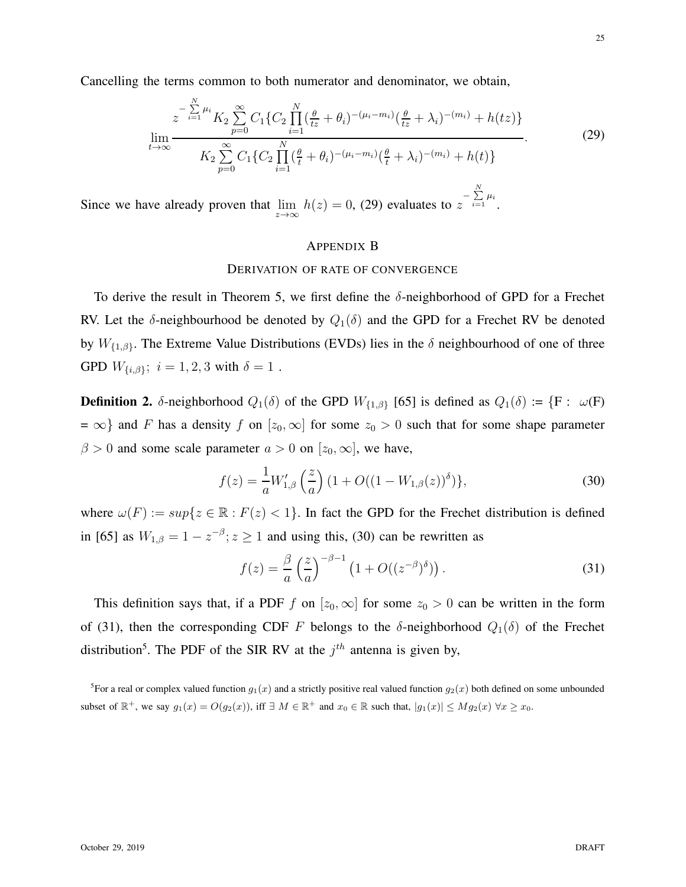Cancelling the terms common to both numerator and denominator, we obtain,

$$\lim_{t\to\infty} \frac{z^{-\sum_{i=1}^{N}\mu_i} K_2 \sum_{p=0}^{\infty} C_1\{C_2 \prod_{i=1}^{N} (\frac{\theta}{tz}+\theta_i)^{-(\mu_i-m_i)}(\frac{\theta}{tz}+\lambda_i)^{-(m_i)} + h(tz)\}}{K_2 \sum_{p=0}^{\infty} C_1\{C_2 \prod_{i=1}^{N} (\frac{\theta}{t}+\theta_i)^{-(\mu_i-m_i)}(\frac{\theta}{t}+\lambda_i)^{-(m_i)} + h(t)\}}. \tag{29}$$

Since we have already proven that $\lim_{z\to\infty} h(z) = 0$, (29) evaluates to $z^{-\sum_{i=1}^{N}\mu_i}$.

# Appendix B

## Derivation of rate of convergence

To derive the result in Theorem 5, we first define the $\delta$-neighborhood of GPD for a Frechet RV. Let the $\delta$-neighbourhood be denoted by $Q_1(\delta)$ and the GPD for a Frechet RV be denoted by $W_{\{1,\beta\}}$. The Extreme Value Distributions (EVDs) lies in the $\delta$ neighbourhood of one of three GPD $W_{\{i,\beta\}};\ i = 1, 2, 3$ with $\delta = 1$ .

**Definition 2.** $\delta$-neighborhood $Q_1(\delta)$ of the GPD $W_{\{1,\beta\}}$ [65] is defined as $Q_1(\delta) := \{\mathrm{F} :\ \omega(\mathrm{F}) = \infty\}$ and $F$ has a density $f$ on $[z_0, \infty]$ for some $z_0 > 0$ such that for some shape parameter $\beta > 0$ and some scale parameter $a > 0$ on $[z_0, \infty]$, we have,

$$f(z) = \frac{1}{a} W'_{1,\beta}\left(\frac{z}{a}\right)\left(1 + O((1 - W_{1,\beta}(z))^{\delta})\right\}, \tag{30}$$

where $\omega(F) := sup\{z \in \mathbb{R} : F(z) < 1\}$. In fact the GPD for the Frechet distribution is defined in [65] as $W_{1,\beta} = 1 - z^{-\beta}; z \geq 1$ and using this, (30) can be rewritten as

$$f(z) = \frac{\beta}{a}\left(\frac{z}{a}\right)^{-\beta-1}\left(1 + O((z^{-\beta})^{\delta})\right). \tag{31}$$

This definition says that, if a PDF $f$ on $[z_0, \infty]$ for some $z_0 > 0$ can be written in the form of (31), then the corresponding CDF $F$ belongs to the $\delta$-neighborhood $Q_1(\delta)$ of the Frechet distribution[5]. The PDF of the SIR RV at the $j^{th}$ antenna is given by,

[5]For a real or complex valued function $g_1(x)$ and a strictly positive real valued function $g_2(x)$ both defined on some unbounded subset of $\mathbb{R}^+$, we say $g_1(x) = O(g_2(x))$, iff $\exists\ M \in \mathbb{R}^+$ and $x_0 \in \mathbb{R}$ such that, $|g_1(x)| \leq M g_2(x)\ \forall x \geq x_0$.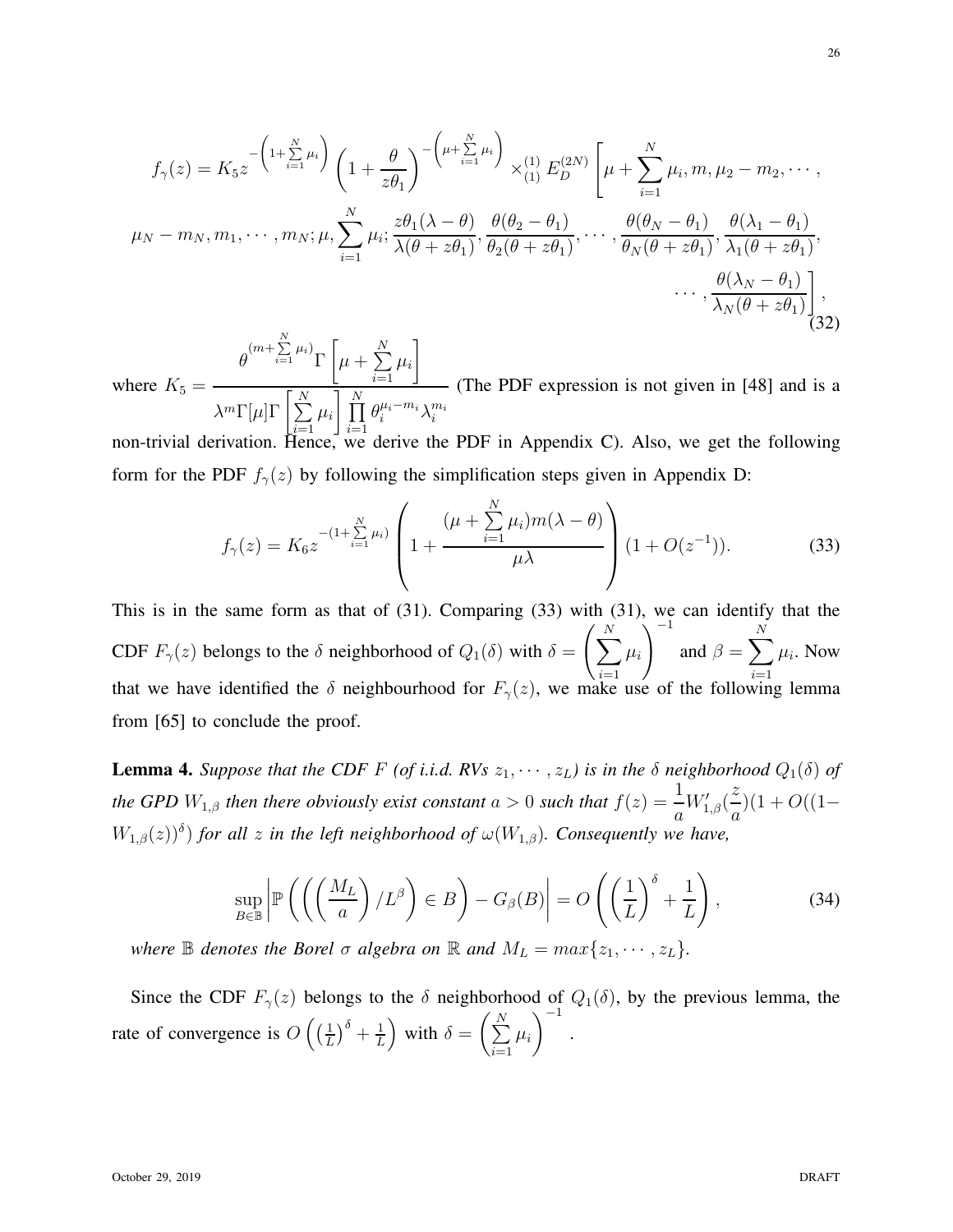$$f_\gamma(z) = K_5 z^{-\left(1+\sum\limits_{i=1}^{N}\mu_i\right)} \left(1+\frac{\theta}{z\theta_1}\right)^{-\left(\mu+\sum\limits_{i=1}^{N}\mu_i\right)} \times_{(1)}^{(1)} E_D^{(2N)} \Bigg[\mu+\sum_{i=1}^{N}\mu_i, m, \mu_2-m_2, \cdots,$$
$$\mu_N-m_N, m_1, \cdots, m_N; \mu, \sum_{i=1}^{N}\mu_i; \frac{z\theta_1(\lambda-\theta)}{\lambda(\theta+z\theta_1)}, \frac{\theta(\theta_2-\theta_1)}{\theta_2(\theta+z\theta_1)}, \cdots, \frac{\theta(\theta_N-\theta_1)}{\theta_N(\theta+z\theta_1)}, \frac{\theta(\lambda_1-\theta_1)}{\lambda_1(\theta+z\theta_1)},$$
$$\cdots, \frac{\theta(\lambda_N-\theta_1)}{\lambda_N(\theta+z\theta_1)}\Bigg], \tag{32}$$

where $K_5 = \dfrac{\theta^{(m+\sum\limits_{i=1}^{N}\mu_i)}\Gamma\left[\mu+\sum\limits_{i=1}^{N}\mu_i\right]}{\lambda^m\Gamma[\mu]\Gamma\left[\sum\limits_{i=1}^{N}\mu_i\right]\prod\limits_{i=1}^{N}\theta_i^{\mu_i-m_i}\lambda_i^{m_i}}$ (The PDF expression is not given in [48] and is a non-trivial derivation. Hence, we derive the PDF in Appendix C). Also, we get the following form for the PDF $f_\gamma(z)$ by following the simplification steps given in Appendix D:

$$f_\gamma(z) = K_6 z^{-(1+\sum\limits_{i=1}^{N}\mu_i)} \left(1+\frac{(\mu+\sum\limits_{i=1}^{N}\mu_i)m(\lambda-\theta)}{\mu\lambda}\right)(1+O(z^{-1})). \tag{33}$$

This is in the same form as that of (31). Comparing (33) with (31), we can identify that the CDF $F_\gamma(z)$ belongs to the $\delta$ neighborhood of $Q_1(\delta)$ with $\delta = \left(\sum\limits_{i=1}^{N}\mu_i\right)^{-1}$ and $\beta = \sum\limits_{i=1}^{N}\mu_i$. Now that we have identified the $\delta$ neighbourhood for $F_\gamma(z)$, we make use of the following lemma from [65] to conclude the proof.

**Lemma 4.** *Suppose that the CDF $F$ (of i.i.d. RVs $z_1, \cdots, z_L$) is in the $\delta$ neighborhood $Q_1(\delta)$ of the GPD $W_{1,\beta}$ then there obviously exist constant $a > 0$ such that $f(z) = \frac{1}{a}W'_{1,\beta}(\frac{z}{a})(1+O((1-W_{1,\beta}(z))^\delta)$ for all $z$ in the left neighborhood of $\omega(W_{1,\beta})$. Consequently we have,*

$$\sup_{B\in\mathbb{B}}\left|\mathbb{P}\left(\left(\left(\frac{M_L}{a}\right)/L^\beta\right)\in B\right)-G_\beta(B)\right| = O\left(\left(\frac{1}{L}\right)^\delta+\frac{1}{L}\right), \tag{34}$$

*where $\mathbb{B}$ denotes the Borel $\sigma$ algebra on $\mathbb{R}$ and $M_L = max\{z_1, \cdots, z_L\}$.*

Since the CDF $F_\gamma(z)$ belongs to the $\delta$ neighborhood of $Q_1(\delta)$, by the previous lemma, the rate of convergence is $O\left(\left(\frac{1}{L}\right)^\delta+\frac{1}{L}\right)$ with $\delta = \left(\sum\limits_{i=1}^{N}\mu_i\right)^{-1}$.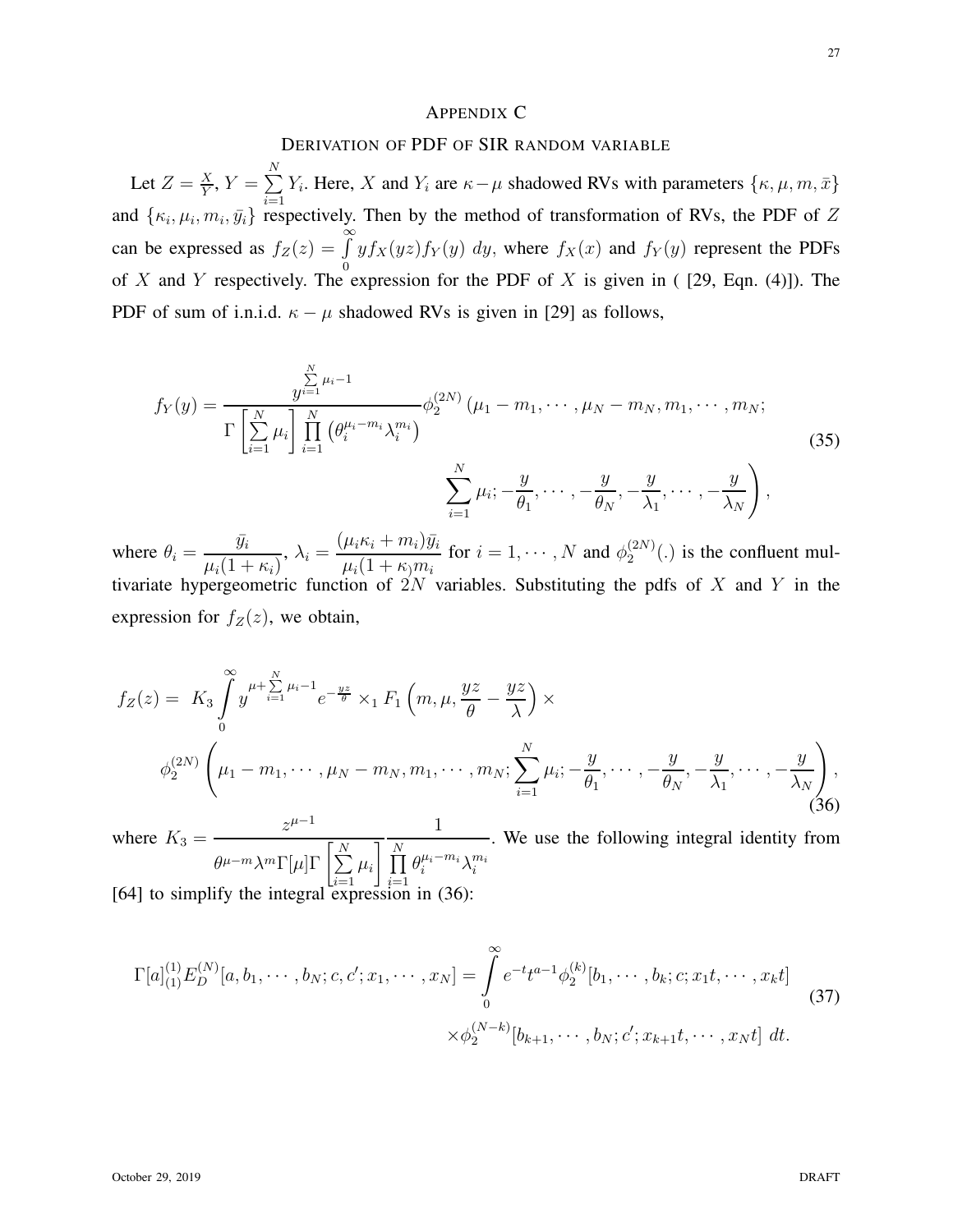## APPENDIX C

### DERIVATION OF PDF OF SIR RANDOM VARIABLE

Let $Z = \frac{X}{Y}$, $Y = \sum_{i=1}^{N} Y_i$. Here, $X$ and $Y_i$ are $\kappa-\mu$ shadowed RVs with parameters $\{\kappa, \mu, m, \bar{x}\}$ and $\{\kappa_i, \mu_i, m_i, \bar{y}_i\}$ respectively. Then by the method of transformation of RVs, the PDF of $Z$ can be expressed as $f_Z(z) = \int_0^\infty y f_X(yz) f_Y(y)\ dy$, where $f_X(x)$ and $f_Y(y)$ represent the PDFs of $X$ and $Y$ respectively. The expression for the PDF of $X$ is given in ( [29, Eqn. (4)]). The PDF of sum of i.n.i.d. $\kappa-\mu$ shadowed RVs is given in [29] as follows,

$$
\begin{aligned}
f_Y(y) = \frac{y^{\sum_{i=1}^{N}\mu_i - 1}}{\Gamma\left[\sum_{i=1}^{N}\mu_i\right]\prod_{i=1}^{N}\left(\theta_i^{\mu_i - m_i}\lambda_i^{m_i}\right)} \phi_2^{(2N)}\Big(&\mu_1 - m_1, \cdots, \mu_N - m_N, m_1, \cdots, m_N; \\
&\sum_{i=1}^{N}\mu_i; -\frac{y}{\theta_1}, \cdots, -\frac{y}{\theta_N}, -\frac{y}{\lambda_1}, \cdots, -\frac{y}{\lambda_N}\Big),
\end{aligned} \tag{35}
$$

where $\theta_i = \frac{\bar{y}_i}{\mu_i(1+\kappa_i)}$, $\lambda_i = \frac{(\mu_i\kappa_i + m_i)\bar{y}_i}{\mu_i(1+\kappa_i)m_i}$ for $i = 1, \cdots, N$ and $\phi_2^{(2N)}(.)$ is the confluent multivariate hypergeometric function of $2N$ variables. Substituting the pdfs of $X$ and $Y$ in the expression for $f_Z(z)$, we obtain,

$$
\begin{aligned}
f_Z(z) = \ & K_3 \int_0^\infty y^{\mu + \sum_{i=1}^{N}\mu_i - 1} e^{-\frac{yz}{\theta}} \times {}_1F_1\left(m, \mu, \frac{yz}{\theta} - \frac{yz}{\lambda}\right) \times \\
& \phi_2^{(2N)}\left(\mu_1 - m_1, \cdots, \mu_N - m_N, m_1, \cdots, m_N; \sum_{i=1}^{N}\mu_i; -\frac{y}{\theta_1}, \cdots, -\frac{y}{\theta_N}, -\frac{y}{\lambda_1}, \cdots, -\frac{y}{\lambda_N}\right),
\end{aligned} \tag{36}
$$

where $K_3 = \frac{z^{\mu-1}}{\theta^{\mu-m}\lambda^m\Gamma[\mu]\Gamma\left[\sum_{i=1}^{N}\mu_i\right]} \frac{1}{\prod_{i=1}^{N}\theta_i^{\mu_i - m_i}\lambda_i^{m_i}}$. We use the following integral identity from [64] to simplify the integral expression in (36):

$$
\begin{aligned}
\Gamma[a]{}_{(1)}^{(1)}E_D^{(N)}[a, b_1, \cdots, b_N; c, c'; x_1, \cdots, x_N] = \int_0^\infty & e^{-t}t^{a-1}\phi_2^{(k)}[b_1, \cdots, b_k; c; x_1 t, \cdots, x_k t] \\
& \times \phi_2^{(N-k)}[b_{k+1}, \cdots, b_N; c'; x_{k+1}t, \cdots, x_N t]\ dt.
\end{aligned} \tag{37}
$$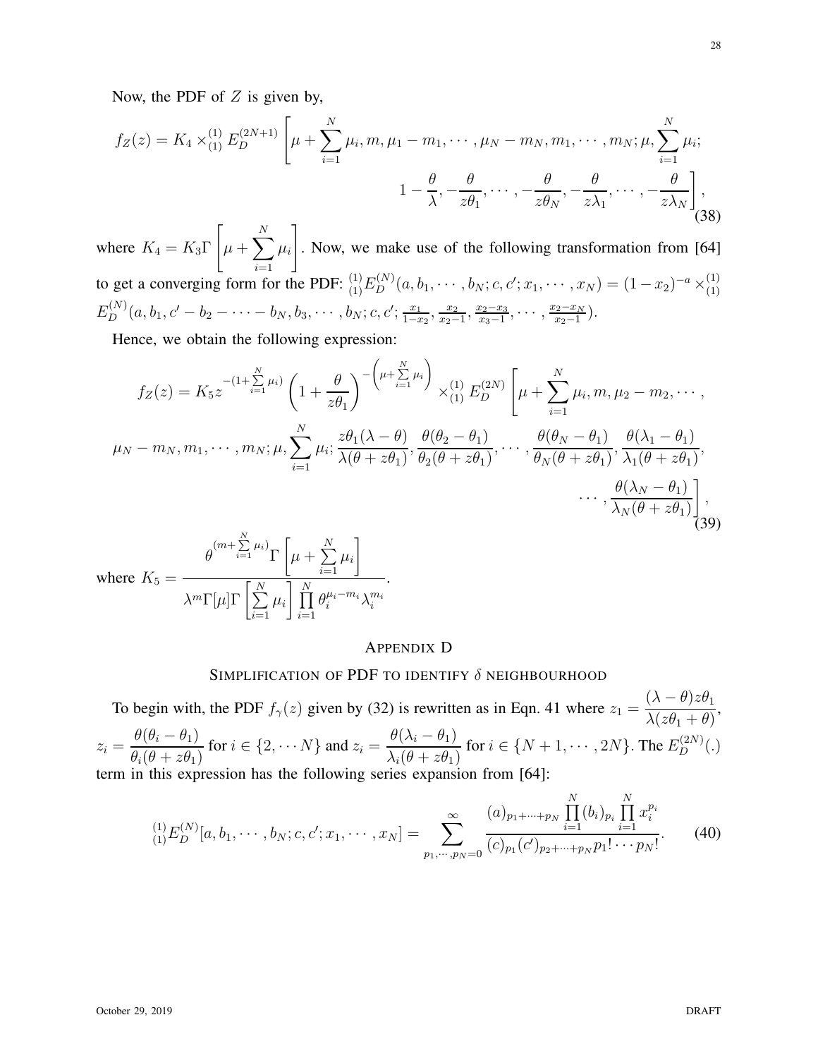Now, the PDF of $Z$ is given by,

$$f_Z(z) = K_4 \times {}_{(1)}^{(1)} E_D^{(2N+1)} \left[ \mu + \sum_{i=1}^{N} \mu_i, m, \mu_1 - m_1, \cdots, \mu_N - m_N, m_1, \cdots, m_N; \mu, \sum_{i=1}^{N} \mu_i; \right.$$
$$\left. 1 - \frac{\theta}{\lambda}, -\frac{\theta}{z\theta_1}, \cdots, -\frac{\theta}{z\theta_N}, -\frac{\theta}{z\lambda_1}, \cdots, -\frac{\theta}{z\lambda_N} \right], \tag{38}$$

where $K_4 = K_3 \Gamma \left[ \mu + \sum_{i=1}^{N} \mu_i \right]$. Now, we make use of the following transformation from [64] to get a converging form for the PDF: ${}_{(1)}^{(1)} E_D^{(N)}(a, b_1, \cdots, b_N; c, c'; x_1, \cdots, x_N) = (1 - x_2)^{-a} \times {}_{(1)}^{(1)} E_D^{(N)}(a, b_1, c' - b_2 - \cdots - b_N, b_3, \cdots, b_N; c, c'; \frac{x_1}{1-x_2}, \frac{x_2}{x_2-1}, \frac{x_2-x_3}{x_3-1}, \cdots, \frac{x_2-x_N}{x_2-1})$.

Hence, we obtain the following expression:

$$f_Z(z) = K_5 z^{-(1+\sum_{i=1}^{N} \mu_i)} \left( 1 + \frac{\theta}{z\theta_1} \right)^{-\left(\mu + \sum_{i=1}^{N} \mu_i\right)} \times {}_{(1)}^{(1)} E_D^{(2N)} \left[ \mu + \sum_{i=1}^{N} \mu_i, m, \mu_2 - m_2, \cdots, \right.$$
$$\mu_N - m_N, m_1, \cdots, m_N; \mu, \sum_{i=1}^{N} \mu_i; \frac{z\theta_1(\lambda - \theta)}{\lambda(\theta + z\theta_1)}, \frac{\theta(\theta_2 - \theta_1)}{\theta_2(\theta + z\theta_1)}, \cdots, \frac{\theta(\theta_N - \theta_1)}{\theta_N(\theta + z\theta_1)}, \frac{\theta(\lambda_1 - \theta_1)}{\lambda_1(\theta + z\theta_1)},$$
$$\left. \cdots, \frac{\theta(\lambda_N - \theta_1)}{\lambda_N(\theta + z\theta_1)} \right], \tag{39}$$

where $K_5 = \dfrac{\theta^{(m+\sum_{i=1}^{N} \mu_i)} \Gamma \left[ \mu + \sum_{i=1}^{N} \mu_i \right]}{\lambda^m \Gamma[\mu] \Gamma \left[ \sum_{i=1}^{N} \mu_i \right] \prod_{i=1}^{N} \theta_i^{\mu_i - m_i} \lambda_i^{m_i}}$.

## APPENDIX D

## SIMPLIFICATION OF PDF TO IDENTIFY $\delta$ NEIGHBOURHOOD

To begin with, the PDF $f_\gamma(z)$ given by (32) is rewritten as in Eqn. 41 where $z_1 = \dfrac{(\lambda - \theta)z\theta_1}{\lambda(z\theta_1 + \theta)}$, $z_i = \dfrac{\theta(\theta_i - \theta_1)}{\theta_i(\theta + z\theta_1)}$ for $i \in \{2, \cdots N\}$ and $z_i = \dfrac{\theta(\lambda_i - \theta_1)}{\lambda_i(\theta + z\theta_1)}$ for $i \in \{N+1, \cdots, 2N\}$. The $E_D^{(2N)}(.)$ term in this expression has the following series expansion from [64]:

$${}_{(1)}^{(1)} E_D^{(N)}[a, b_1, \cdots, b_N; c, c'; x_1, \cdots, x_N] = \sum_{p_1, \cdots, p_N = 0}^{\infty} \frac{(a)_{p_1 + \cdots + p_N} \prod_{i=1}^{N} (b_i)_{p_i} \prod_{i=1}^{N} x_i^{p_i}}{(c)_{p_1} (c')_{p_2 + \cdots + p_N} p_1! \cdots p_N!}. \tag{40}$$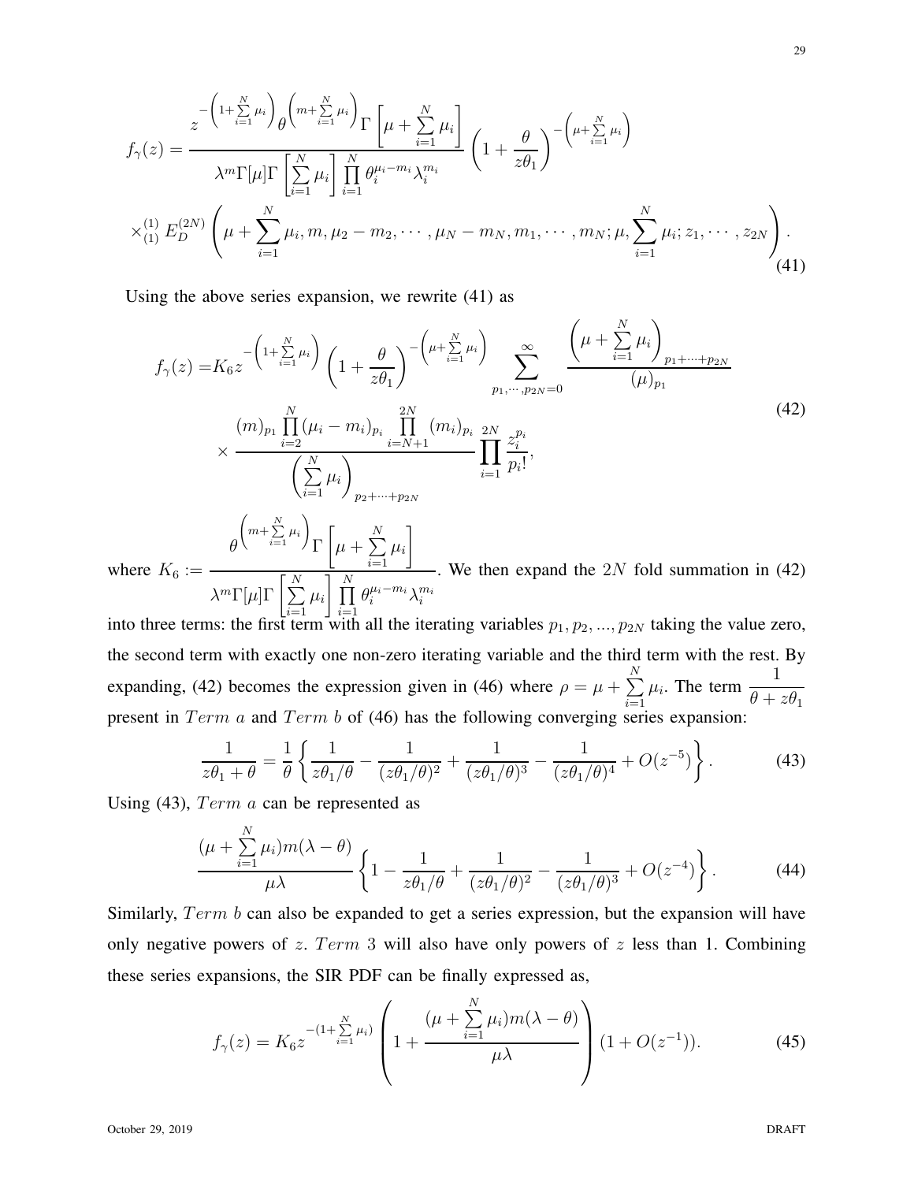$$f_\gamma(z) = \frac{z^{-\left(1+\sum\limits_{i=1}^{N}\mu_i\right)} \theta^{\left(m+\sum\limits_{i=1}^{N}\mu_i\right)} \Gamma\left[\mu + \sum\limits_{i=1}^{N}\mu_i\right]}{\lambda^m \Gamma[\mu]\Gamma\left[\sum\limits_{i=1}^{N}\mu_i\right] \prod\limits_{i=1}^{N}\theta_i^{\mu_i - m_i}\lambda_i^{m_i}} \left(1+\frac{\theta}{z\theta_1}\right)^{-\left(\mu+\sum\limits_{i=1}^{N}\mu_i\right)}$$
$$\times {}^{(1)}_{(1)}E_D^{(2N)}\left(\mu + \sum_{i=1}^{N}\mu_i, m, \mu_2 - m_2, \cdots, \mu_N - m_N, m_1, \cdots, m_N; \mu, \sum_{i=1}^{N}\mu_i; z_1, \cdots, z_{2N}\right). \tag{41}$$

Using the above series expansion, we rewrite (41) as

$$\begin{aligned} f_\gamma(z) =& K_6 z^{-\left(1+\sum\limits_{i=1}^{N}\mu_i\right)} \left(1+\frac{\theta}{z\theta_1}\right)^{-\left(\mu+\sum\limits_{i=1}^{N}\mu_i\right)} \sum_{p_1,\cdots,p_{2N}=0}^{\infty} \frac{\left(\mu+\sum\limits_{i=1}^{N}\mu_i\right)_{p_1+\cdots+p_{2N}}}{(\mu)_{p_1}} \\ &\times \frac{(m)_{p_1}\prod\limits_{i=2}^{N}(\mu_i - m_i)_{p_i}\prod\limits_{i=N+1}^{2N}(m_i)_{p_i}}{\left(\sum\limits_{i=1}^{N}\mu_i\right)_{p_2+\cdots+p_{2N}}} \prod_{i=1}^{2N}\frac{z_i^{p_i}}{p_i!}, \end{aligned} \tag{42}$$

where $K_6 := \dfrac{\theta^{\left(m+\sum\limits_{i=1}^{N}\mu_i\right)}\Gamma\left[\mu+\sum\limits_{i=1}^{N}\mu_i\right]}{\lambda^m\Gamma[\mu]\Gamma\left[\sum\limits_{i=1}^{N}\mu_i\right]\prod\limits_{i=1}^{N}\theta_i^{\mu_i-m_i}\lambda_i^{m_i}}$. We then expand the $2N$ fold summation in (42) into three terms: the first term with all the iterating variables $p_1, p_2, ..., p_{2N}$ taking the value zero, the second term with exactly one non-zero iterating variable and the third term with the rest. By expanding, (42) becomes the expression given in (46) where $\rho = \mu + \sum\limits_{i=1}^{N}\mu_i$. The term $\dfrac{1}{\theta + z\theta_1}$ present in $Term\ a$ and $Term\ b$ of (46) has the following converging series expansion:

$$\frac{1}{z\theta_1+\theta} = \frac{1}{\theta}\left\{\frac{1}{z\theta_1/\theta} - \frac{1}{(z\theta_1/\theta)^2} + \frac{1}{(z\theta_1/\theta)^3} - \frac{1}{(z\theta_1/\theta)^4} + O(z^{-5})\right\}. \tag{43}$$

Using (43), $Term\ a$ can be represented as

$$\frac{(\mu+\sum\limits_{i=1}^{N}\mu_i)m(\lambda-\theta)}{\mu\lambda}\left\{1 - \frac{1}{z\theta_1/\theta} + \frac{1}{(z\theta_1/\theta)^2} - \frac{1}{(z\theta_1/\theta)^3} + O(z^{-4})\right\}. \tag{44}$$

Similarly, $Term\ b$ can also be expanded to get a series expression, but the expansion will have only negative powers of $z$. $Term\ 3$ will also have only powers of $z$ less than 1. Combining these series expansions, the SIR PDF can be finally expressed as,

$$f_\gamma(z) = K_6 z^{-(1+\sum\limits_{i=1}^{N}\mu_i)}\left(1 + \frac{(\mu+\sum\limits_{i=1}^{N}\mu_i)m(\lambda-\theta)}{\mu\lambda}\right)(1+O(z^{-1})). \tag{45}$$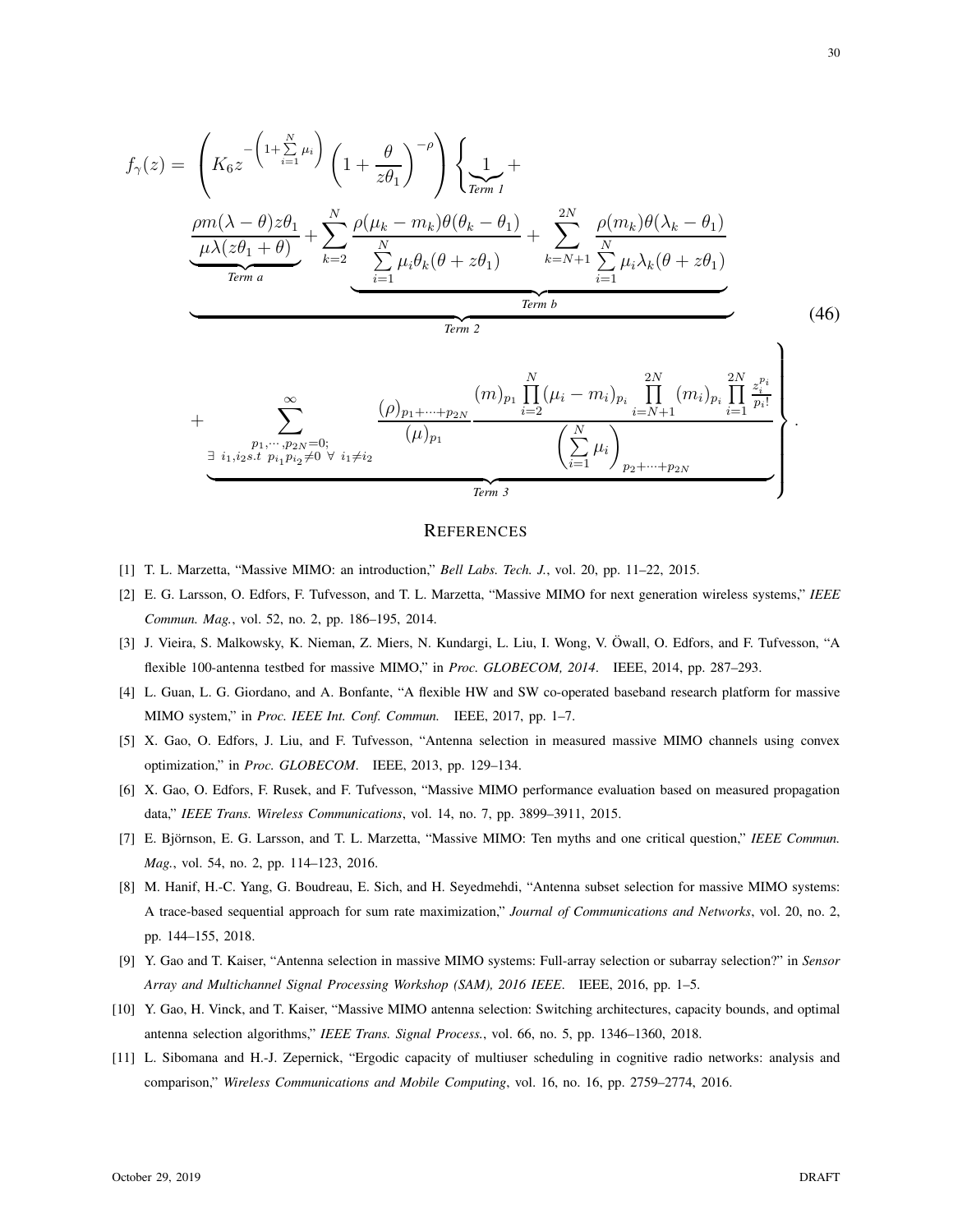$$
f_\gamma(z) = \left( K_6 z^{-\left(1+\sum\limits_{i=1}^{N}\mu_i\right)} \left(1+\frac{\theta}{z\theta_1}\right)^{-\rho} \right) \Bigg\{ \underbrace{1}_{\textit{Term 1}} +
$$

$$
\underbrace{\underbrace{\frac{\rho m(\lambda-\theta) z\theta_1}{\mu\lambda(z\theta_1+\theta)}}_{\textit{Term a}} + \underbrace{\sum_{k=2}^{N} \frac{\rho(\mu_k - m_k)\theta(\theta_k - \theta_1)}{\sum\limits_{i=1}^{N}\mu_i\theta_k(\theta+z\theta_1)} + \sum_{k=N+1}^{2N} \frac{\rho(m_k)\theta(\lambda_k-\theta_1)}{\sum\limits_{i=1}^{N}\mu_i\lambda_k(\theta+z\theta_1)}}_{\textit{Term b}}}_{\textit{Term 2}} \tag{46}
$$

$$
+ \underbrace{\sum_{\substack{p_1,\cdots,p_{2N}=0;\\ \exists\ i_1,i_2 s.t\ p_{i_1}p_{i_2}\neq 0\ \forall\ i_1\neq i_2}}^{\infty} \frac{(\rho)_{p_1+\cdots+p_{2N}}}{(\mu)_{p_1}} \frac{(m)_{p_1}\prod\limits_{i=2}^{N}(\mu_i-m_i)_{p_i}\prod\limits_{i=N+1}^{2N}(m_i)_{p_i}\prod\limits_{i=1}^{2N}\frac{z_i^{p_i}}{p_i!}}{\left(\sum\limits_{i=1}^{N}\mu_i\right)_{p_2+\cdots+p_{2N}}}}_{\textit{Term 3}} \Bigg\}.
$$

## References

[1] T. L. Marzetta, "Massive MIMO: an introduction," *Bell Labs. Tech. J.*, vol. 20, pp. 11–22, 2015.

[2] E. G. Larsson, O. Edfors, F. Tufvesson, and T. L. Marzetta, "Massive MIMO for next generation wireless systems," *IEEE Commun. Mag.*, vol. 52, no. 2, pp. 186–195, 2014.

[3] J. Vieira, S. Malkowsky, K. Nieman, Z. Miers, N. Kundargi, L. Liu, I. Wong, V. Öwall, O. Edfors, and F. Tufvesson, "A flexible 100-antenna testbed for massive MIMO," in *Proc. GLOBECOM, 2014*. IEEE, 2014, pp. 287–293.

[4] L. Guan, L. G. Giordano, and A. Bonfante, "A flexible HW and SW co-operated baseband research platform for massive MIMO system," in *Proc. IEEE Int. Conf. Commun.* IEEE, 2017, pp. 1–7.

[5] X. Gao, O. Edfors, J. Liu, and F. Tufvesson, "Antenna selection in measured massive MIMO channels using convex optimization," in *Proc. GLOBECOM*. IEEE, 2013, pp. 129–134.

[6] X. Gao, O. Edfors, F. Rusek, and F. Tufvesson, "Massive MIMO performance evaluation based on measured propagation data," *IEEE Trans. Wireless Communications*, vol. 14, no. 7, pp. 3899–3911, 2015.

[7] E. Björnson, E. G. Larsson, and T. L. Marzetta, "Massive MIMO: Ten myths and one critical question," *IEEE Commun. Mag.*, vol. 54, no. 2, pp. 114–123, 2016.

[8] M. Hanif, H.-C. Yang, G. Boudreau, E. Sich, and H. Seyedmehdi, "Antenna subset selection for massive MIMO systems: A trace-based sequential approach for sum rate maximization," *Journal of Communications and Networks*, vol. 20, no. 2, pp. 144–155, 2018.

[9] Y. Gao and T. Kaiser, "Antenna selection in massive MIMO systems: Full-array selection or subarray selection?" in *Sensor Array and Multichannel Signal Processing Workshop (SAM), 2016 IEEE*. IEEE, 2016, pp. 1–5.

[10] Y. Gao, H. Vinck, and T. Kaiser, "Massive MIMO antenna selection: Switching architectures, capacity bounds, and optimal antenna selection algorithms," *IEEE Trans. Signal Process.*, vol. 66, no. 5, pp. 1346–1360, 2018.

[11] L. Sibomana and H.-J. Zepernick, "Ergodic capacity of multiuser scheduling in cognitive radio networks: analysis and comparison," *Wireless Communications and Mobile Computing*, vol. 16, no. 16, pp. 2759–2774, 2016.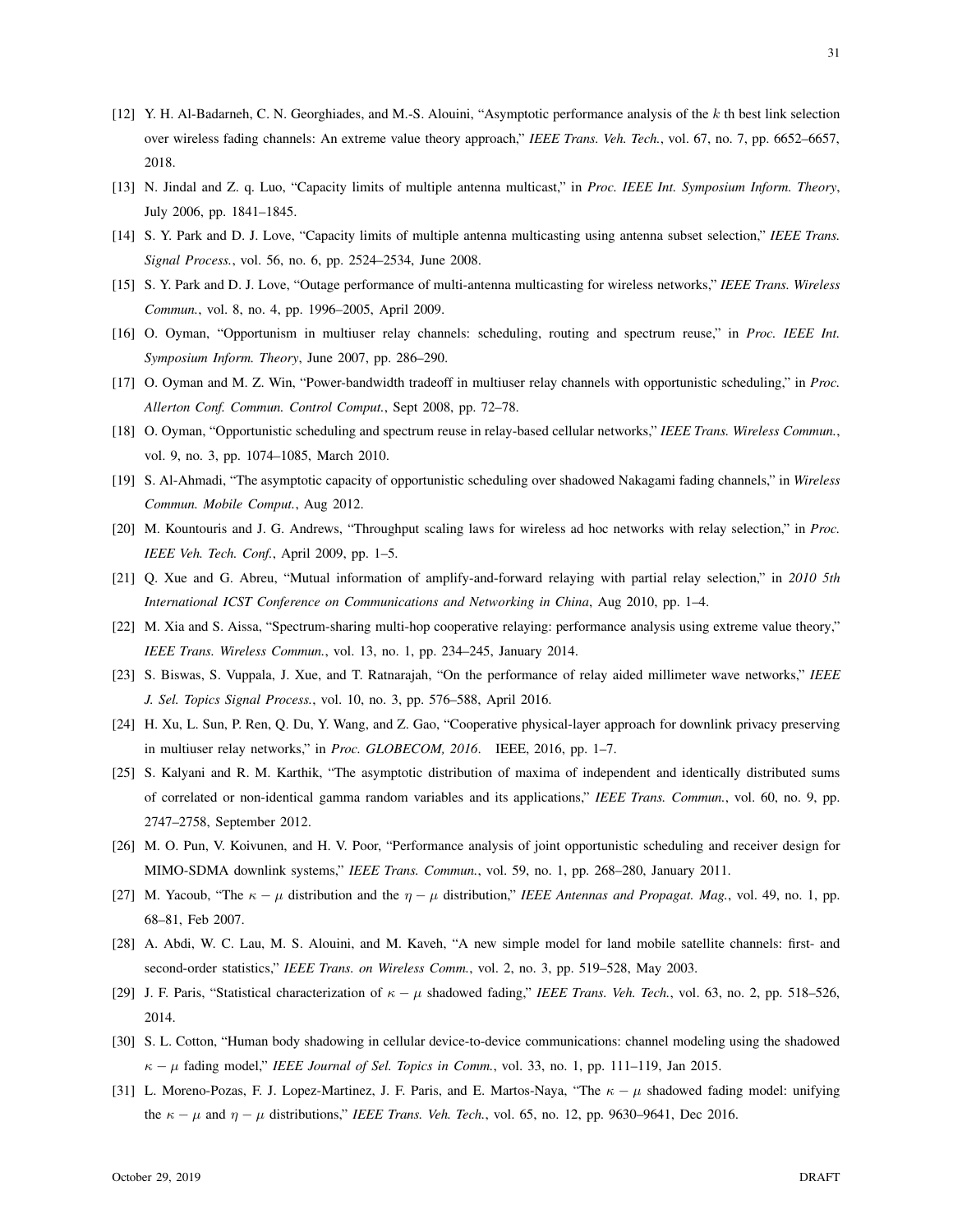[12] Y. H. Al-Badarneh, C. N. Georghiades, and M.-S. Alouini, "Asymptotic performance analysis of the $k$ th best link selection over wireless fading channels: An extreme value theory approach," *IEEE Trans. Veh. Tech.*, vol. 67, no. 7, pp. 6652–6657, 2018.

[13] N. Jindal and Z. q. Luo, "Capacity limits of multiple antenna multicast," in *Proc. IEEE Int. Symposium Inform. Theory*, July 2006, pp. 1841–1845.

[14] S. Y. Park and D. J. Love, "Capacity limits of multiple antenna multicasting using antenna subset selection," *IEEE Trans. Signal Process.*, vol. 56, no. 6, pp. 2524–2534, June 2008.

[15] S. Y. Park and D. J. Love, "Outage performance of multi-antenna multicasting for wireless networks," *IEEE Trans. Wireless Commun.*, vol. 8, no. 4, pp. 1996–2005, April 2009.

[16] O. Oyman, "Opportunism in multiuser relay channels: scheduling, routing and spectrum reuse," in *Proc. IEEE Int. Symposium Inform. Theory*, June 2007, pp. 286–290.

[17] O. Oyman and M. Z. Win, "Power-bandwidth tradeoff in multiuser relay channels with opportunistic scheduling," in *Proc. Allerton Conf. Commun. Control Comput.*, Sept 2008, pp. 72–78.

[18] O. Oyman, "Opportunistic scheduling and spectrum reuse in relay-based cellular networks," *IEEE Trans. Wireless Commun.*, vol. 9, no. 3, pp. 1074–1085, March 2010.

[19] S. Al-Ahmadi, "The asymptotic capacity of opportunistic scheduling over shadowed Nakagami fading channels," in *Wireless Commun. Mobile Comput.*, Aug 2012.

[20] M. Kountouris and J. G. Andrews, "Throughput scaling laws for wireless ad hoc networks with relay selection," in *Proc. IEEE Veh. Tech. Conf.*, April 2009, pp. 1–5.

[21] Q. Xue and G. Abreu, "Mutual information of amplify-and-forward relaying with partial relay selection," in *2010 5th International ICST Conference on Communications and Networking in China*, Aug 2010, pp. 1–4.

[22] M. Xia and S. Aissa, "Spectrum-sharing multi-hop cooperative relaying: performance analysis using extreme value theory," *IEEE Trans. Wireless Commun.*, vol. 13, no. 1, pp. 234–245, January 2014.

[23] S. Biswas, S. Vuppala, J. Xue, and T. Ratnarajah, "On the performance of relay aided millimeter wave networks," *IEEE J. Sel. Topics Signal Process.*, vol. 10, no. 3, pp. 576–588, April 2016.

[24] H. Xu, L. Sun, P. Ren, Q. Du, Y. Wang, and Z. Gao, "Cooperative physical-layer approach for downlink privacy preserving in multiuser relay networks," in *Proc. GLOBECOM, 2016*. IEEE, 2016, pp. 1–7.

[25] S. Kalyani and R. M. Karthik, "The asymptotic distribution of maxima of independent and identically distributed sums of correlated or non-identical gamma random variables and its applications," *IEEE Trans. Commun.*, vol. 60, no. 9, pp. 2747–2758, September 2012.

[26] M. O. Pun, V. Koivunen, and H. V. Poor, "Performance analysis of joint opportunistic scheduling and receiver design for MIMO-SDMA downlink systems," *IEEE Trans. Commun.*, vol. 59, no. 1, pp. 268–280, January 2011.

[27] M. Yacoub, "The $\kappa-\mu$ distribution and the $\eta-\mu$ distribution," *IEEE Antennas and Propagat. Mag.*, vol. 49, no. 1, pp. 68–81, Feb 2007.

[28] A. Abdi, W. C. Lau, M. S. Alouini, and M. Kaveh, "A new simple model for land mobile satellite channels: first- and second-order statistics," *IEEE Trans. on Wireless Comm.*, vol. 2, no. 3, pp. 519–528, May 2003.

[29] J. F. Paris, "Statistical characterization of $\kappa-\mu$ shadowed fading," *IEEE Trans. Veh. Tech.*, vol. 63, no. 2, pp. 518–526, 2014.

[30] S. L. Cotton, "Human body shadowing in cellular device-to-device communications: channel modeling using the shadowed $\kappa-\mu$ fading model," *IEEE Journal of Sel. Topics in Comm.*, vol. 33, no. 1, pp. 111–119, Jan 2015.

[31] L. Moreno-Pozas, F. J. Lopez-Martinez, J. F. Paris, and E. Martos-Naya, "The $\kappa-\mu$ shadowed fading model: unifying the $\kappa-\mu$ and $\eta-\mu$ distributions," *IEEE Trans. Veh. Tech.*, vol. 65, no. 12, pp. 9630–9641, Dec 2016.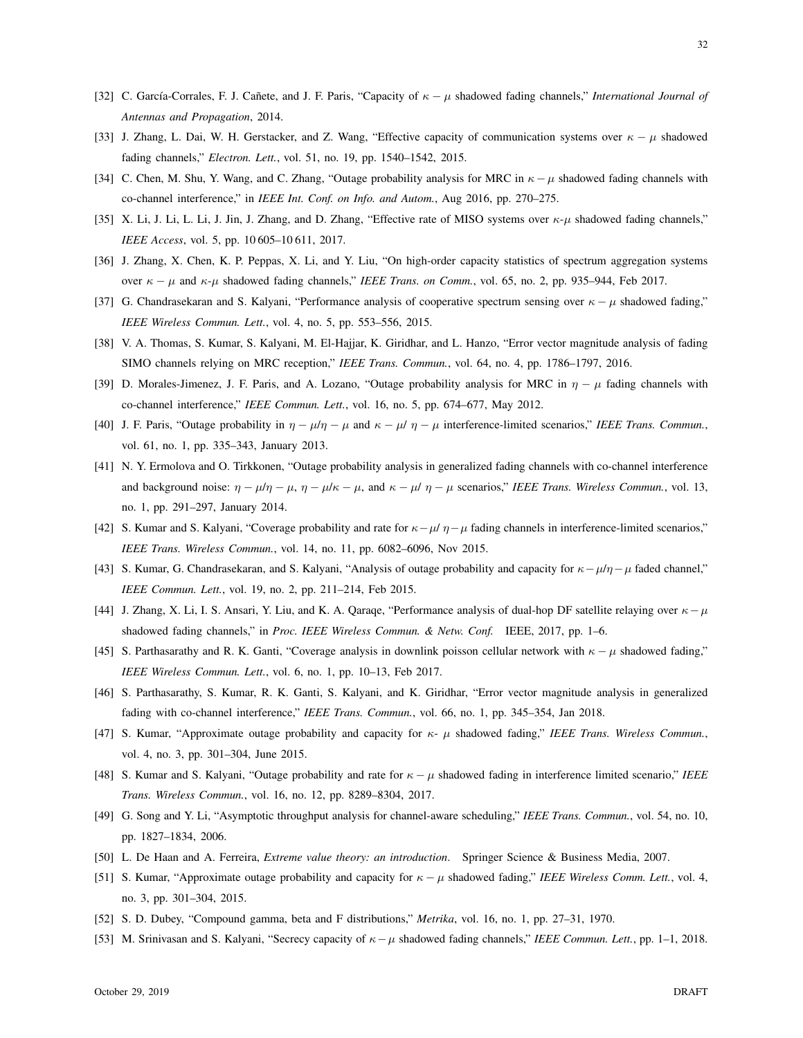[32] C. García-Corrales, F. J. Cañete, and J. F. Paris, "Capacity of $\kappa - \mu$ shadowed fading channels," *International Journal of Antennas and Propagation*, 2014.

[33] J. Zhang, L. Dai, W. H. Gerstacker, and Z. Wang, "Effective capacity of communication systems over $\kappa - \mu$ shadowed fading channels," *Electron. Lett.*, vol. 51, no. 19, pp. 1540–1542, 2015.

[34] C. Chen, M. Shu, Y. Wang, and C. Zhang, "Outage probability analysis for MRC in $\kappa - \mu$ shadowed fading channels with co-channel interference," in *IEEE Int. Conf. on Info. and Autom.*, Aug 2016, pp. 270–275.

[35] X. Li, J. Li, L. Li, J. Jin, J. Zhang, and D. Zhang, "Effective rate of MISO systems over $\kappa$-$\mu$ shadowed fading channels," *IEEE Access*, vol. 5, pp. 10 605–10 611, 2017.

[36] J. Zhang, X. Chen, K. P. Peppas, X. Li, and Y. Liu, "On high-order capacity statistics of spectrum aggregation systems over $\kappa - \mu$ and $\kappa$-$\mu$ shadowed fading channels," *IEEE Trans. on Comm.*, vol. 65, no. 2, pp. 935–944, Feb 2017.

[37] G. Chandrasekaran and S. Kalyani, "Performance analysis of cooperative spectrum sensing over $\kappa - \mu$ shadowed fading," *IEEE Wireless Commun. Lett.*, vol. 4, no. 5, pp. 553–556, 2015.

[38] V. A. Thomas, S. Kumar, S. Kalyani, M. El-Hajjar, K. Giridhar, and L. Hanzo, "Error vector magnitude analysis of fading SIMO channels relying on MRC reception," *IEEE Trans. Commun.*, vol. 64, no. 4, pp. 1786–1797, 2016.

[39] D. Morales-Jimenez, J. F. Paris, and A. Lozano, "Outage probability analysis for MRC in $\eta - \mu$ fading channels with co-channel interference," *IEEE Commun. Lett.*, vol. 16, no. 5, pp. 674–677, May 2012.

[40] J. F. Paris, "Outage probability in $\eta - \mu/\eta - \mu$ and $\kappa - \mu/ \ \eta - \mu$ interference-limited scenarios," *IEEE Trans. Commun.*, vol. 61, no. 1, pp. 335–343, January 2013.

[41] N. Y. Ermolova and O. Tirkkonen, "Outage probability analysis in generalized fading channels with co-channel interference and background noise: $\eta - \mu/\eta - \mu$, $\eta - \mu/\kappa - \mu$, and $\kappa - \mu/ \ \eta - \mu$ scenarios," *IEEE Trans. Wireless Commun.*, vol. 13, no. 1, pp. 291–297, January 2014.

[42] S. Kumar and S. Kalyani, "Coverage probability and rate for $\kappa - \mu/ \ \eta - \mu$ fading channels in interference-limited scenarios," *IEEE Trans. Wireless Commun.*, vol. 14, no. 11, pp. 6082–6096, Nov 2015.

[43] S. Kumar, G. Chandrasekaran, and S. Kalyani, "Analysis of outage probability and capacity for $\kappa - \mu/\eta - \mu$ faded channel," *IEEE Commun. Lett.*, vol. 19, no. 2, pp. 211–214, Feb 2015.

[44] J. Zhang, X. Li, I. S. Ansari, Y. Liu, and K. A. Qaraqe, "Performance analysis of dual-hop DF satellite relaying over $\kappa - \mu$ shadowed fading channels," in *Proc. IEEE Wireless Commun. & Netw. Conf.* IEEE, 2017, pp. 1–6.

[45] S. Parthasarathy and R. K. Ganti, "Coverage analysis in downlink poisson cellular network with $\kappa - \mu$ shadowed fading," *IEEE Wireless Commun. Lett.*, vol. 6, no. 1, pp. 10–13, Feb 2017.

[46] S. Parthasarathy, S. Kumar, R. K. Ganti, S. Kalyani, and K. Giridhar, "Error vector magnitude analysis in generalized fading with co-channel interference," *IEEE Trans. Commun.*, vol. 66, no. 1, pp. 345–354, Jan 2018.

[47] S. Kumar, "Approximate outage probability and capacity for $\kappa$- $\mu$ shadowed fading," *IEEE Trans. Wireless Commun.*, vol. 4, no. 3, pp. 301–304, June 2015.

[48] S. Kumar and S. Kalyani, "Outage probability and rate for $\kappa - \mu$ shadowed fading in interference limited scenario," *IEEE Trans. Wireless Commun.*, vol. 16, no. 12, pp. 8289–8304, 2017.

[49] G. Song and Y. Li, "Asymptotic throughput analysis for channel-aware scheduling," *IEEE Trans. Commun.*, vol. 54, no. 10, pp. 1827–1834, 2006.

[50] L. De Haan and A. Ferreira, *Extreme value theory: an introduction*. Springer Science & Business Media, 2007.

[51] S. Kumar, "Approximate outage probability and capacity for $\kappa - \mu$ shadowed fading," *IEEE Wireless Comm. Lett.*, vol. 4, no. 3, pp. 301–304, 2015.

[52] S. D. Dubey, "Compound gamma, beta and F distributions," *Metrika*, vol. 16, no. 1, pp. 27–31, 1970.

[53] M. Srinivasan and S. Kalyani, "Secrecy capacity of $\kappa - \mu$ shadowed fading channels," *IEEE Commun. Lett.*, pp. 1–1, 2018.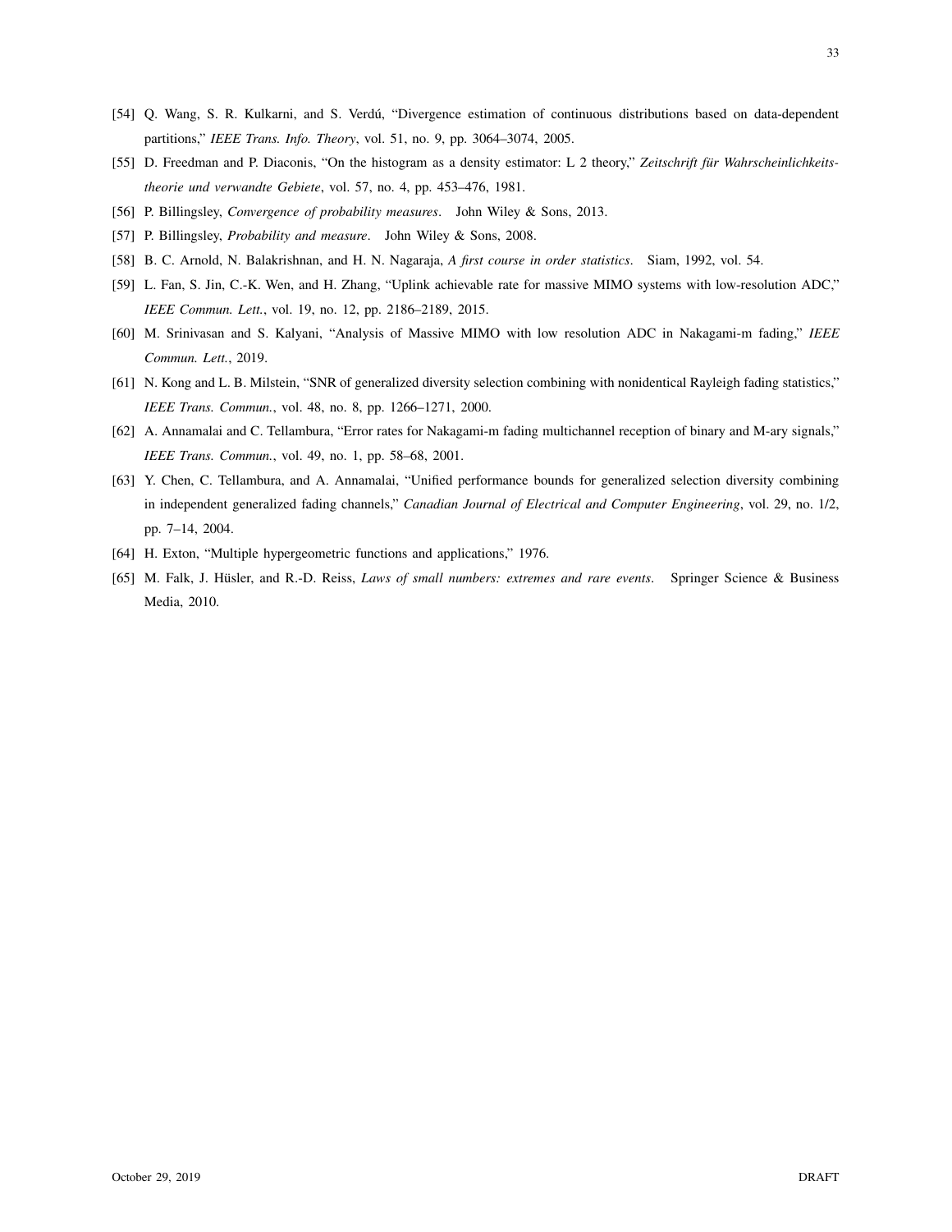[54] Q. Wang, S. R. Kulkarni, and S. Verdú, "Divergence estimation of continuous distributions based on data-dependent partitions," *IEEE Trans. Info. Theory*, vol. 51, no. 9, pp. 3064–3074, 2005.

[55] D. Freedman and P. Diaconis, "On the histogram as a density estimator: L 2 theory," *Zeitschrift für Wahrscheinlichkeitstheorie und verwandte Gebiete*, vol. 57, no. 4, pp. 453–476, 1981.

[56] P. Billingsley, *Convergence of probability measures*. John Wiley & Sons, 2013.

[57] P. Billingsley, *Probability and measure*. John Wiley & Sons, 2008.

[58] B. C. Arnold, N. Balakrishnan, and H. N. Nagaraja, *A first course in order statistics*. Siam, 1992, vol. 54.

[59] L. Fan, S. Jin, C.-K. Wen, and H. Zhang, "Uplink achievable rate for massive MIMO systems with low-resolution ADC," *IEEE Commun. Lett.*, vol. 19, no. 12, pp. 2186–2189, 2015.

[60] M. Srinivasan and S. Kalyani, "Analysis of Massive MIMO with low resolution ADC in Nakagami-m fading," *IEEE Commun. Lett.*, 2019.

[61] N. Kong and L. B. Milstein, "SNR of generalized diversity selection combining with nonidentical Rayleigh fading statistics," *IEEE Trans. Commun.*, vol. 48, no. 8, pp. 1266–1271, 2000.

[62] A. Annamalai and C. Tellambura, "Error rates for Nakagami-m fading multichannel reception of binary and M-ary signals," *IEEE Trans. Commun.*, vol. 49, no. 1, pp. 58–68, 2001.

[63] Y. Chen, C. Tellambura, and A. Annamalai, "Unified performance bounds for generalized selection diversity combining in independent generalized fading channels," *Canadian Journal of Electrical and Computer Engineering*, vol. 29, no. 1/2, pp. 7–14, 2004.

[64] H. Exton, "Multiple hypergeometric functions and applications," 1976.

[65] M. Falk, J. Hüsler, and R.-D. Reiss, *Laws of small numbers: extremes and rare events*. Springer Science & Business Media, 2010.